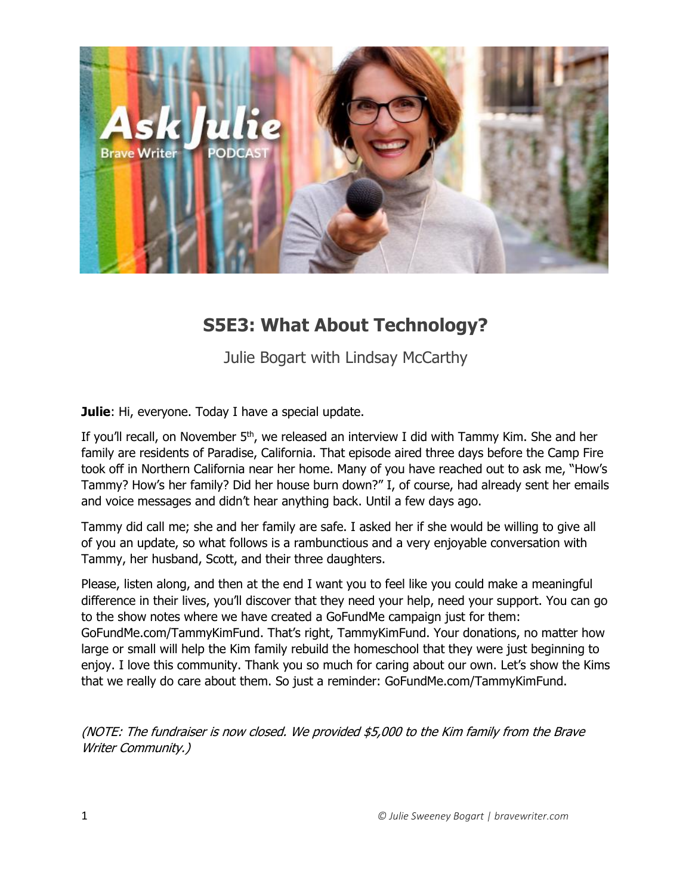# S5E3: What About Technology?

Julie Bogart with Lindsay McCarthy

**Julie**: Hi, everyone. Today I have a special update.

If you'll recall, on November 5th, we released an interview I did with Tammy Kim. She and her family are residents of Paradise, California. That episode aired three days before the Camp Fire took off in Northern California near her home. Many of you have reached out to ask me, "How's Tammy? How's her family? Did her house burn down?" I, of course, had already sent her emails and voice messages and didn't hear anything back. Until a few days ago.

Tammy did call me; she and her family are safe. I asked her if she would be willing to give all of you an update, so what follows is a rambunctious and a very enjoyable conversation with Tammy, her husband, Scott, and their three daughters.

Please, listen along, and then at the end I want you to feel like you could make a meaningful difference in their lives, you'll discover that they need your help, need your support. You can go to the show notes where we have created a GoFundMe campaign just for them: GoFundMe.com/TammyKimFund. That's right, TammyKimFund. Your donations, no matter how large or small will help the Kim family rebuild the homeschool that they were just beginning to enjoy. I love this community. Thank you so much for caring about our own. Let's show the Kims that we really do care about them. So just a reminder: GoFundMe.com/TammyKimFund.

*(NOTE: The fundraiser is now closed. We provided $5,000 to the Kim family from the Brave Writer Community.)*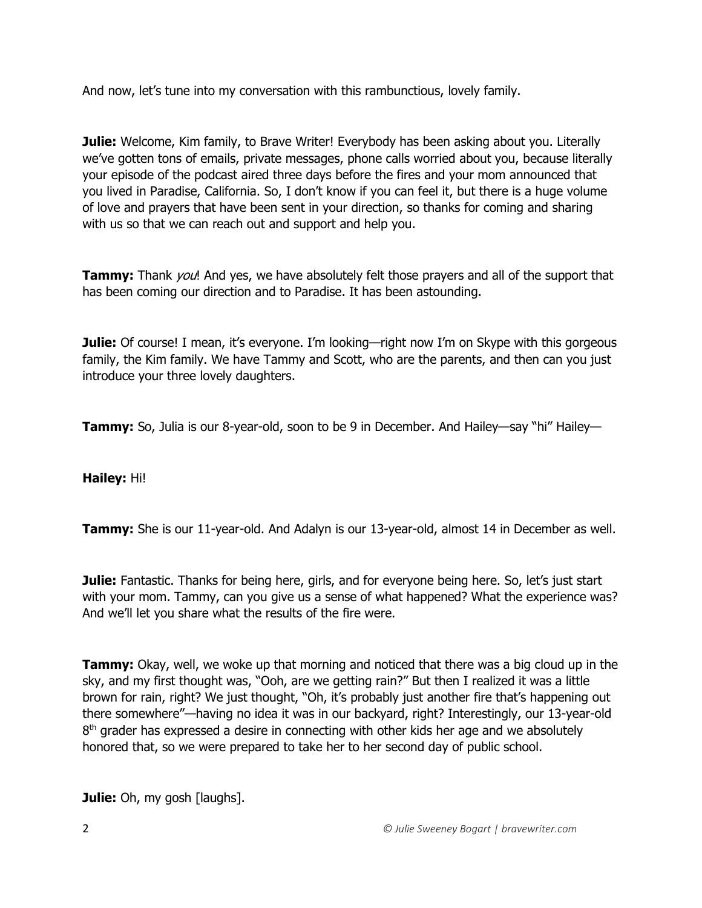And now, let's tune into my conversation with this rambunctious, lovely family.

**Julie:** Welcome, Kim family, to Brave Writer! Everybody has been asking about you. Literally we've gotten tons of emails, private messages, phone calls worried about you, because literally your episode of the podcast aired three days before the fires and your mom announced that you lived in Paradise, California. So, I don't know if you can feel it, but there is a huge volume of love and prayers that have been sent in your direction, so thanks for coming and sharing with us so that we can reach out and support and help you.

**Tammy:** Thank *you*! And yes, we have absolutely felt those prayers and all of the support that has been coming our direction and to Paradise. It has been astounding.

**Julie:** Of course! I mean, it's everyone. I'm looking—right now I'm on Skype with this gorgeous family, the Kim family. We have Tammy and Scott, who are the parents, and then can you just introduce your three lovely daughters.

**Tammy:** So, Julia is our 8-year-old, soon to be 9 in December. And Hailey—say "hi" Hailey—

**Hailey:** Hi!

**Tammy:** She is our 11-year-old. And Adalyn is our 13-year-old, almost 14 in December as well.

**Julie:** Fantastic. Thanks for being here, girls, and for everyone being here. So, let's just start with your mom. Tammy, can you give us a sense of what happened? What the experience was? And we'll let you share what the results of the fire were.

**Tammy:** Okay, well, we woke up that morning and noticed that there was a big cloud up in the sky, and my first thought was, "Ooh, are we getting rain?" But then I realized it was a little brown for rain, right? We just thought, "Oh, it's probably just another fire that's happening out there somewhere"—having no idea it was in our backyard, right? Interestingly, our 13-year-old 8th grader has expressed a desire in connecting with other kids her age and we absolutely honored that, so we were prepared to take her to her second day of public school.

**Julie:** Oh, my gosh [laughs].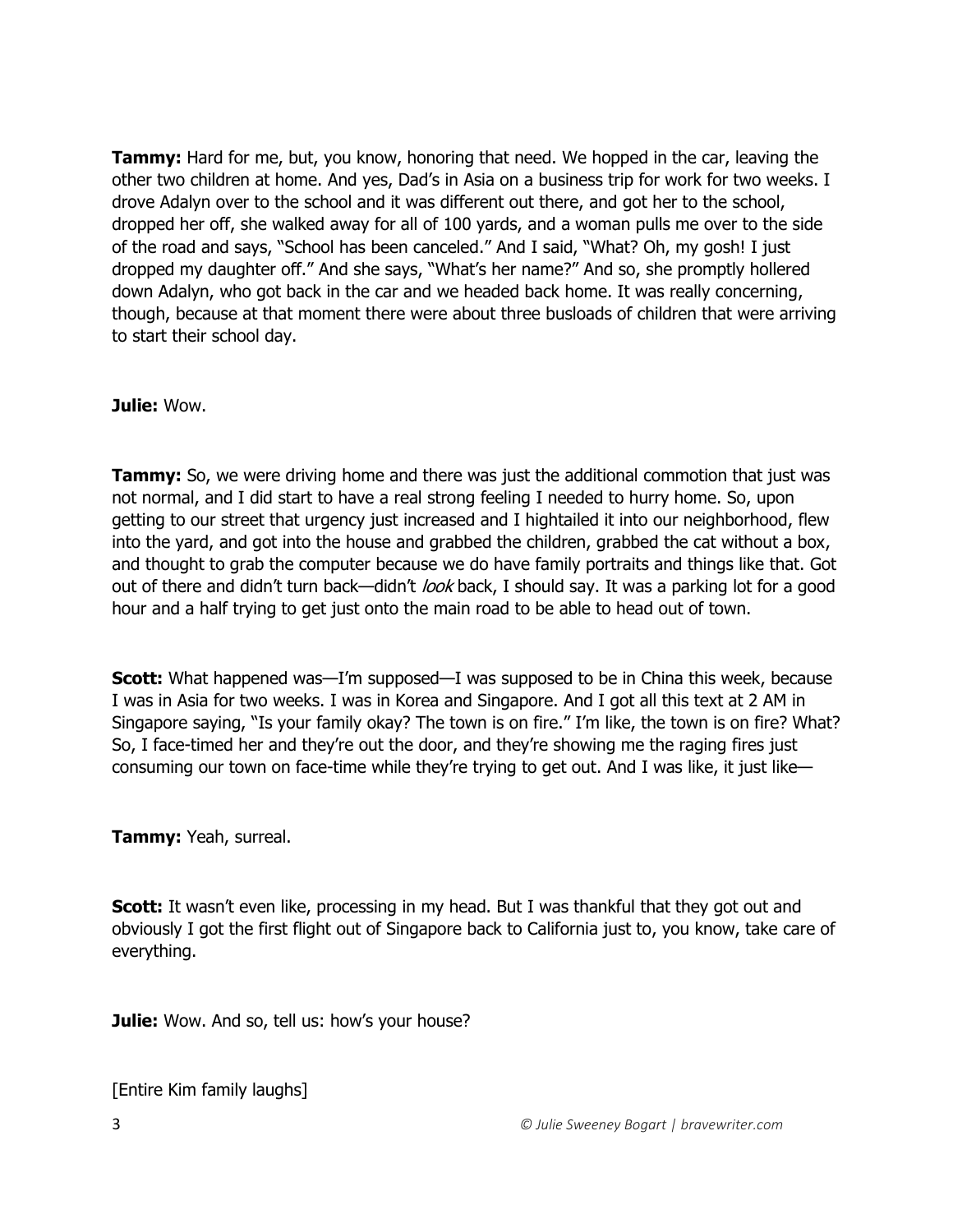**Tammy:** Hard for me, but, you know, honoring that need. We hopped in the car, leaving the other two children at home. And yes, Dad's in Asia on a business trip for work for two weeks. I drove Adalyn over to the school and it was different out there, and got her to the school, dropped her off, she walked away for all of 100 yards, and a woman pulls me over to the side of the road and says, "School has been canceled." And I said, "What? Oh, my gosh! I just dropped my daughter off." And she says, "What's her name?" And so, she promptly hollered down Adalyn, who got back in the car and we headed back home. It was really concerning, though, because at that moment there were about three busloads of children that were arriving to start their school day.

**Julie:** Wow.

**Tammy:** So, we were driving home and there was just the additional commotion that just was not normal, and I did start to have a real strong feeling I needed to hurry home. So, upon getting to our street that urgency just increased and I hightailed it into our neighborhood, flew into the yard, and got into the house and grabbed the children, grabbed the cat without a box, and thought to grab the computer because we do have family portraits and things like that. Got out of there and didn't turn back—didn't *look* back, I should say. It was a parking lot for a good hour and a half trying to get just onto the main road to be able to head out of town.

**Scott:** What happened was—I'm supposed—I was supposed to be in China this week, because I was in Asia for two weeks. I was in Korea and Singapore. And I got all this text at 2 AM in Singapore saying, "Is your family okay? The town is on fire." I'm like, the town is on fire? What? So, I face-timed her and they're out the door, and they're showing me the raging fires just consuming our town on face-time while they're trying to get out. And I was like, it just like—

**Tammy:** Yeah, surreal.

**Scott:** It wasn't even like, processing in my head. But I was thankful that they got out and obviously I got the first flight out of Singapore back to California just to, you know, take care of everything.

**Julie:** Wow. And so, tell us: how's your house?

[Entire Kim family laughs]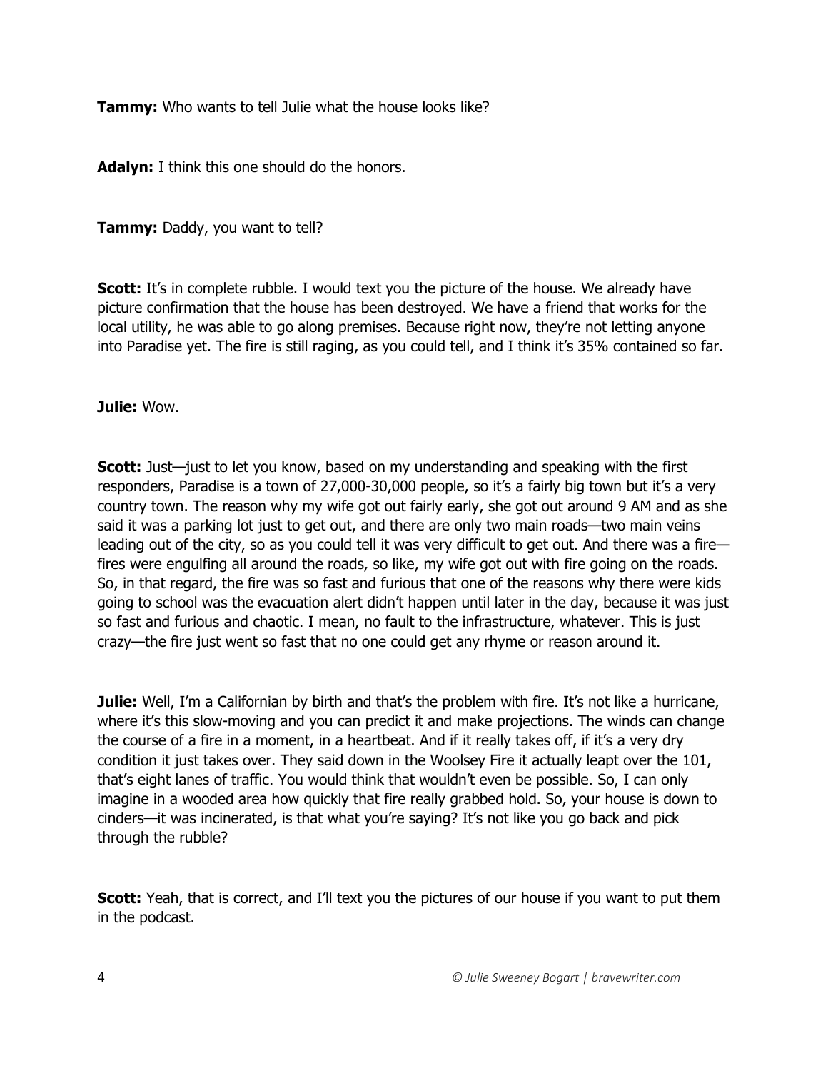**Tammy:** Who wants to tell Julie what the house looks like?

**Adalyn:** I think this one should do the honors.

**Tammy:** Daddy, you want to tell?

**Scott:** It's in complete rubble. I would text you the picture of the house. We already have picture confirmation that the house has been destroyed. We have a friend that works for the local utility, he was able to go along premises. Because right now, they're not letting anyone into Paradise yet. The fire is still raging, as you could tell, and I think it's 35% contained so far.

**Julie:** Wow.

**Scott:** Just—just to let you know, based on my understanding and speaking with the first responders, Paradise is a town of 27,000-30,000 people, so it's a fairly big town but it's a very country town. The reason why my wife got out fairly early, she got out around 9 AM and as she said it was a parking lot just to get out, and there are only two main roads—two main veins leading out of the city, so as you could tell it was very difficult to get out. And there was a fire—fires were engulfing all around the roads, so like, my wife got out with fire going on the roads. So, in that regard, the fire was so fast and furious that one of the reasons why there were kids going to school was the evacuation alert didn't happen until later in the day, because it was just so fast and furious and chaotic. I mean, no fault to the infrastructure, whatever. This is just crazy—the fire just went so fast that no one could get any rhyme or reason around it.

**Julie:** Well, I'm a Californian by birth and that's the problem with fire. It's not like a hurricane, where it's this slow-moving and you can predict it and make projections. The winds can change the course of a fire in a moment, in a heartbeat. And if it really takes off, if it's a very dry condition it just takes over. They said down in the Woolsey Fire it actually leapt over the 101, that's eight lanes of traffic. You would think that wouldn't even be possible. So, I can only imagine in a wooded area how quickly that fire really grabbed hold. So, your house is down to cinders—it was incinerated, is that what you're saying? It's not like you go back and pick through the rubble?

**Scott:** Yeah, that is correct, and I'll text you the pictures of our house if you want to put them in the podcast.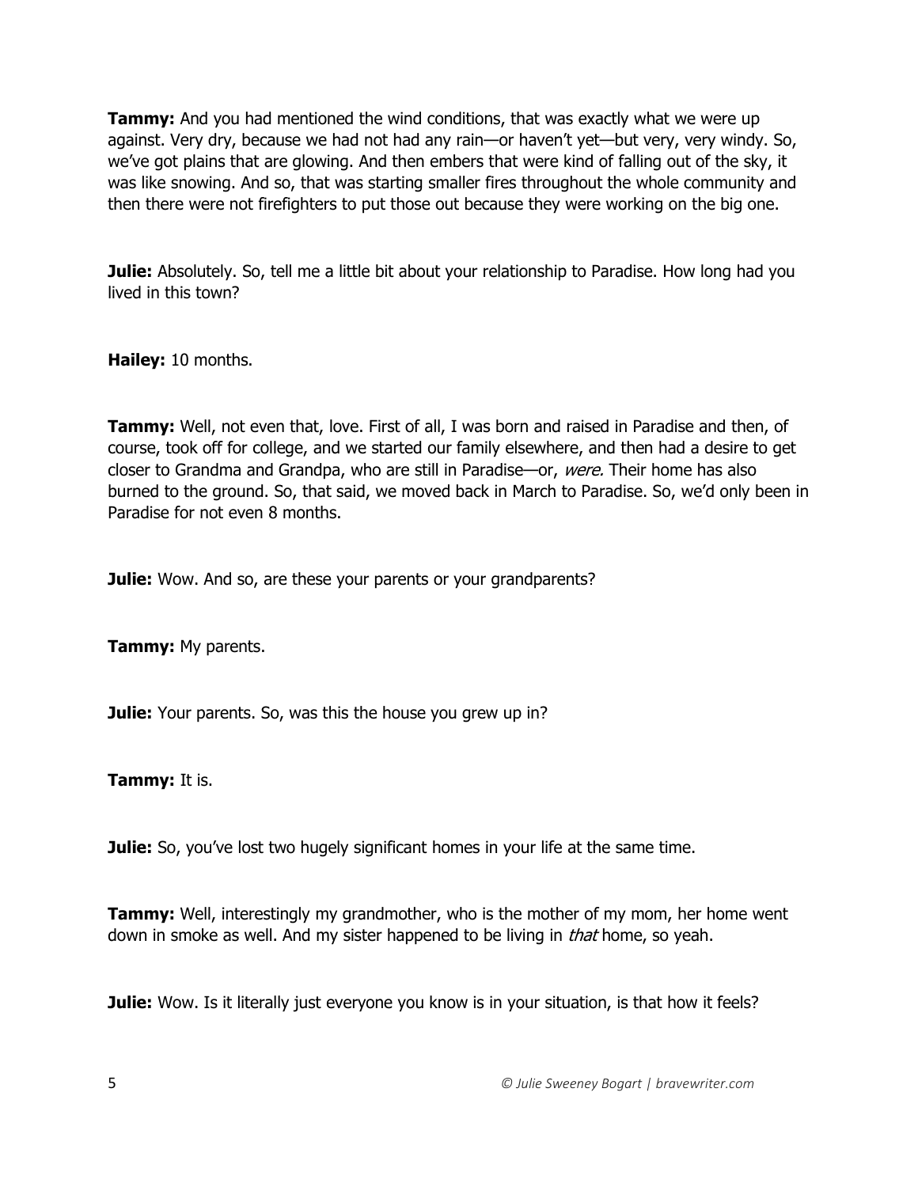**Tammy:** And you had mentioned the wind conditions, that was exactly what we were up against. Very dry, because we had not had any rain—or haven't yet—but very, very windy. So, we've got plains that are glowing. And then embers that were kind of falling out of the sky, it was like snowing. And so, that was starting smaller fires throughout the whole community and then there were not firefighters to put those out because they were working on the big one.

**Julie:** Absolutely. So, tell me a little bit about your relationship to Paradise. How long had you lived in this town?

**Hailey:** 10 months.

**Tammy:** Well, not even that, love. First of all, I was born and raised in Paradise and then, of course, took off for college, and we started our family elsewhere, and then had a desire to get closer to Grandma and Grandpa, who are still in Paradise—or, *were.* Their home has also burned to the ground. So, that said, we moved back in March to Paradise. So, we'd only been in Paradise for not even 8 months.

**Julie:** Wow. And so, are these your parents or your grandparents?

**Tammy:** My parents.

**Julie:** Your parents. So, was this the house you grew up in?

**Tammy:** It is.

**Julie:** So, you've lost two hugely significant homes in your life at the same time.

**Tammy:** Well, interestingly my grandmother, who is the mother of my mom, her home went down in smoke as well. And my sister happened to be living in *that* home, so yeah.

**Julie:** Wow. Is it literally just everyone you know is in your situation, is that how it feels?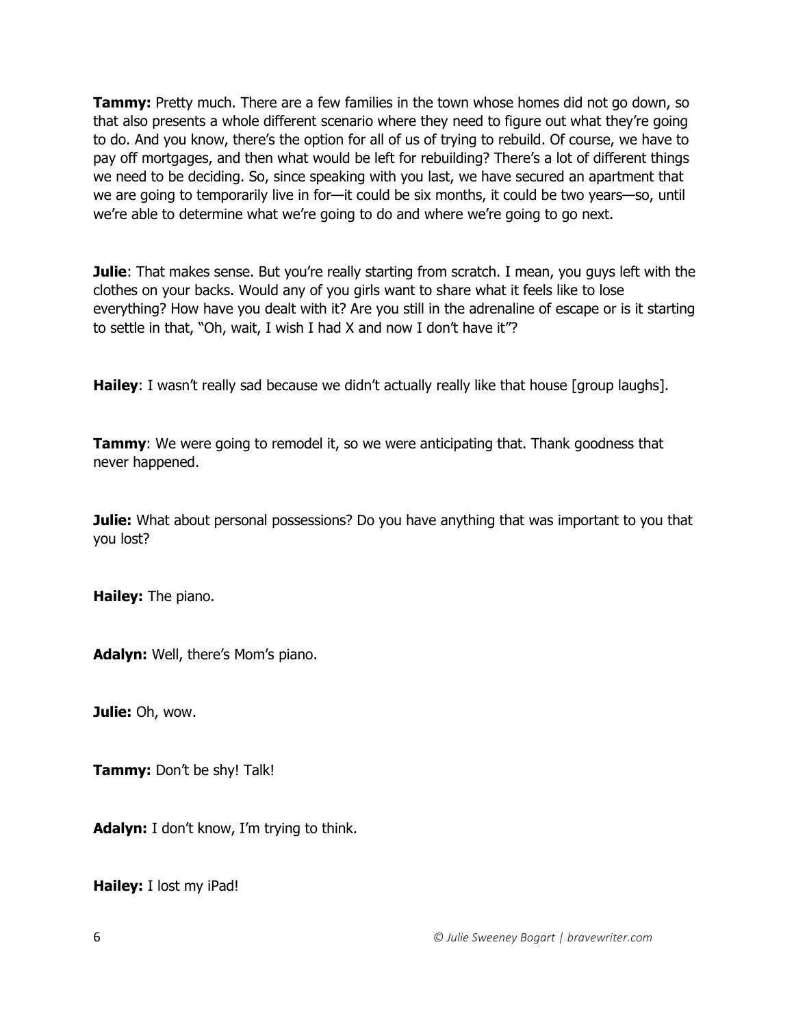**Tammy:** Pretty much. There are a few families in the town whose homes did not go down, so that also presents a whole different scenario where they need to figure out what they're going to do. And you know, there's the option for all of us of trying to rebuild. Of course, we have to pay off mortgages, and then what would be left for rebuilding? There's a lot of different things we need to be deciding. So, since speaking with you last, we have secured an apartment that we are going to temporarily live in for—it could be six months, it could be two years—so, until we're able to determine what we're going to do and where we're going to go next.

**Julie**: That makes sense. But you're really starting from scratch. I mean, you guys left with the clothes on your backs. Would any of you girls want to share what it feels like to lose everything? How have you dealt with it? Are you still in the adrenaline of escape or is it starting to settle in that, "Oh, wait, I wish I had X and now I don't have it"?

**Hailey**: I wasn't really sad because we didn't actually really like that house [group laughs].

**Tammy**: We were going to remodel it, so we were anticipating that. Thank goodness that never happened.

**Julie:** What about personal possessions? Do you have anything that was important to you that you lost?

**Hailey:** The piano.

**Adalyn:** Well, there's Mom's piano.

**Julie:** Oh, wow.

**Tammy:** Don't be shy! Talk!

**Adalyn:** I don't know, I'm trying to think.

**Hailey:** I lost my iPad!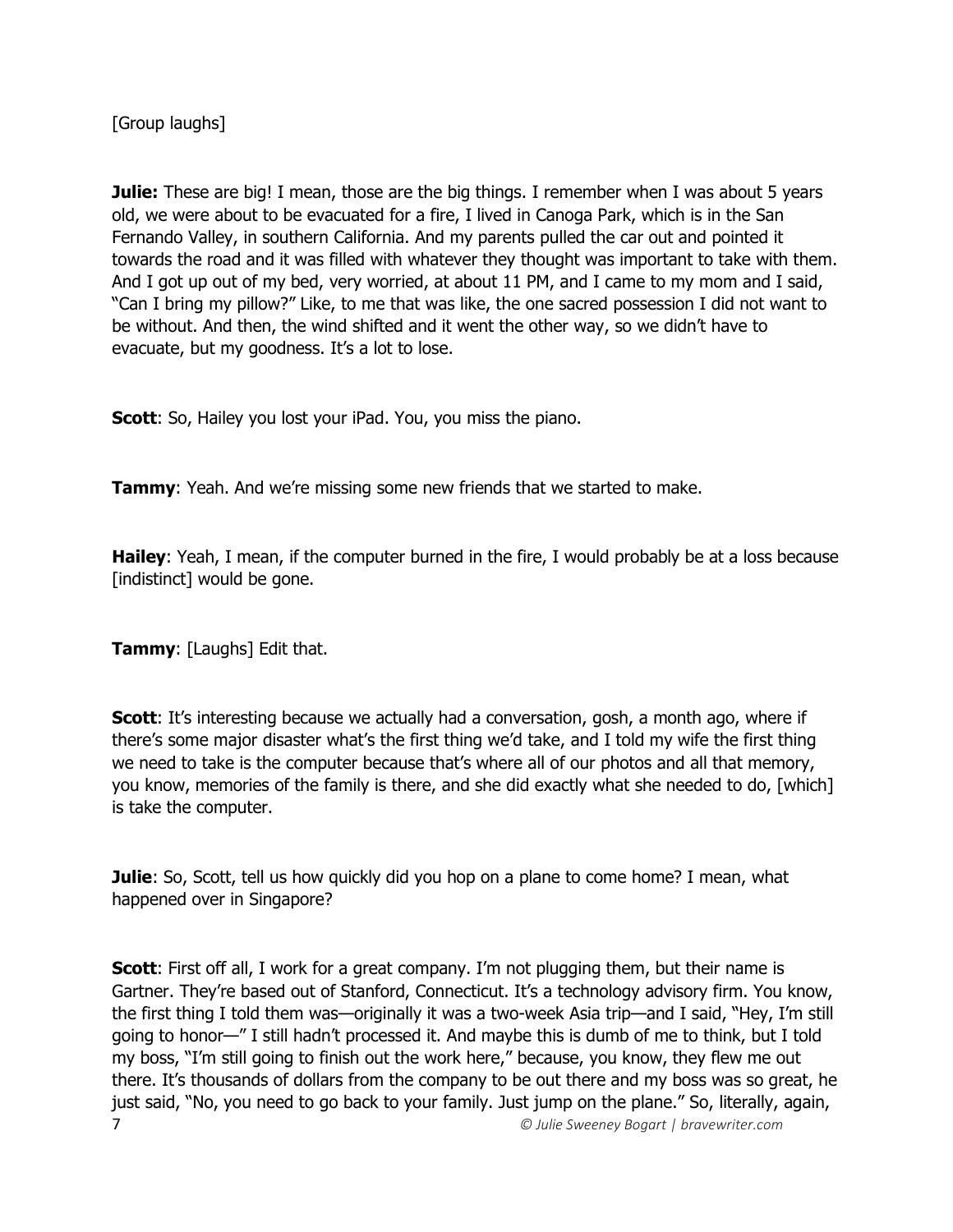[Group laughs]

**Julie:** These are big! I mean, those are the big things. I remember when I was about 5 years old, we were about to be evacuated for a fire, I lived in Canoga Park, which is in the San Fernando Valley, in southern California. And my parents pulled the car out and pointed it towards the road and it was filled with whatever they thought was important to take with them. And I got up out of my bed, very worried, at about 11 PM, and I came to my mom and I said, "Can I bring my pillow?" Like, to me that was like, the one sacred possession I did not want to be without. And then, the wind shifted and it went the other way, so we didn't have to evacuate, but my goodness. It's a lot to lose.

**Scott**: So, Hailey you lost your iPad. You, you miss the piano.

**Tammy**: Yeah. And we're missing some new friends that we started to make.

**Hailey**: Yeah, I mean, if the computer burned in the fire, I would probably be at a loss because [indistinct] would be gone.

**Tammy**: [Laughs] Edit that.

**Scott**: It's interesting because we actually had a conversation, gosh, a month ago, where if there's some major disaster what's the first thing we'd take, and I told my wife the first thing we need to take is the computer because that's where all of our photos and all that memory, you know, memories of the family is there, and she did exactly what she needed to do, [which] is take the computer.

**Julie**: So, Scott, tell us how quickly did you hop on a plane to come home? I mean, what happened over in Singapore?

**Scott**: First off all, I work for a great company. I'm not plugging them, but their name is Gartner. They're based out of Stanford, Connecticut. It's a technology advisory firm. You know, the first thing I told them was—originally it was a two-week Asia trip—and I said, "Hey, I'm still going to honor—" I still hadn't processed it. And maybe this is dumb of me to think, but I told my boss, "I'm still going to finish out the work here," because, you know, they flew me out there. It's thousands of dollars from the company to be out there and my boss was so great, he just said, "No, you need to go back to your family. Just jump on the plane." So, literally, again,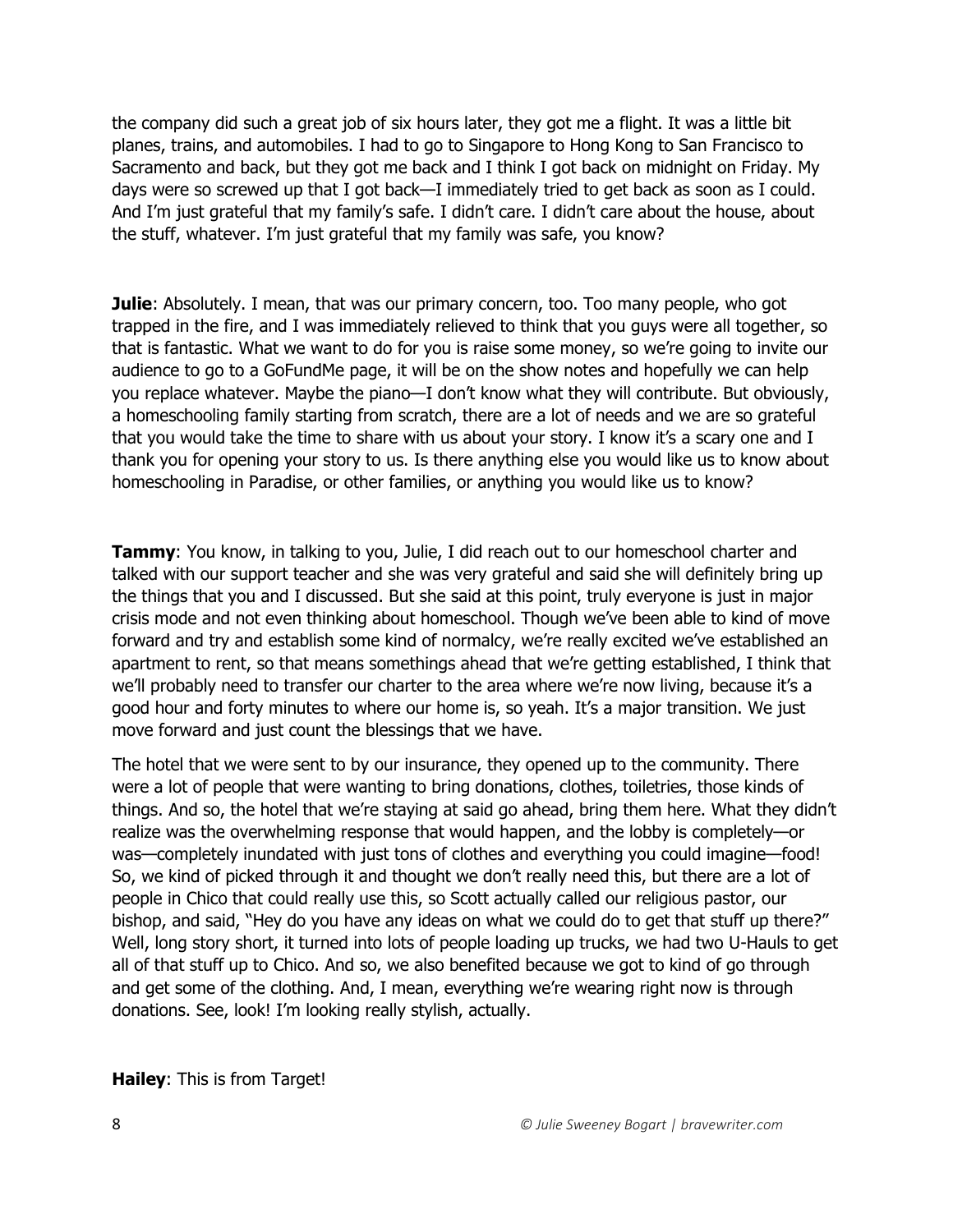the company did such a great job of six hours later, they got me a flight. It was a little bit planes, trains, and automobiles. I had to go to Singapore to Hong Kong to San Francisco to Sacramento and back, but they got me back and I think I got back on midnight on Friday. My days were so screwed up that I got back—I immediately tried to get back as soon as I could. And I'm just grateful that my family's safe. I didn't care. I didn't care about the house, about the stuff, whatever. I'm just grateful that my family was safe, you know?

**Julie**: Absolutely. I mean, that was our primary concern, too. Too many people, who got trapped in the fire, and I was immediately relieved to think that you guys were all together, so that is fantastic. What we want to do for you is raise some money, so we're going to invite our audience to go to a GoFundMe page, it will be on the show notes and hopefully we can help you replace whatever. Maybe the piano—I don't know what they will contribute. But obviously, a homeschooling family starting from scratch, there are a lot of needs and we are so grateful that you would take the time to share with us about your story. I know it's a scary one and I thank you for opening your story to us. Is there anything else you would like us to know about homeschooling in Paradise, or other families, or anything you would like us to know?

**Tammy**: You know, in talking to you, Julie, I did reach out to our homeschool charter and talked with our support teacher and she was very grateful and said she will definitely bring up the things that you and I discussed. But she said at this point, truly everyone is just in major crisis mode and not even thinking about homeschool. Though we've been able to kind of move forward and try and establish some kind of normalcy, we're really excited we've established an apartment to rent, so that means somethings ahead that we're getting established, I think that we'll probably need to transfer our charter to the area where we're now living, because it's a good hour and forty minutes to where our home is, so yeah. It's a major transition. We just move forward and just count the blessings that we have.

The hotel that we were sent to by our insurance, they opened up to the community. There were a lot of people that were wanting to bring donations, clothes, toiletries, those kinds of things. And so, the hotel that we're staying at said go ahead, bring them here. What they didn't realize was the overwhelming response that would happen, and the lobby is completely—or was—completely inundated with just tons of clothes and everything you could imagine—food! So, we kind of picked through it and thought we don't really need this, but there are a lot of people in Chico that could really use this, so Scott actually called our religious pastor, our bishop, and said, "Hey do you have any ideas on what we could do to get that stuff up there?" Well, long story short, it turned into lots of people loading up trucks, we had two U-Hauls to get all of that stuff up to Chico. And so, we also benefited because we got to kind of go through and get some of the clothing. And, I mean, everything we're wearing right now is through donations. See, look! I'm looking really stylish, actually.

**Hailey**: This is from Target!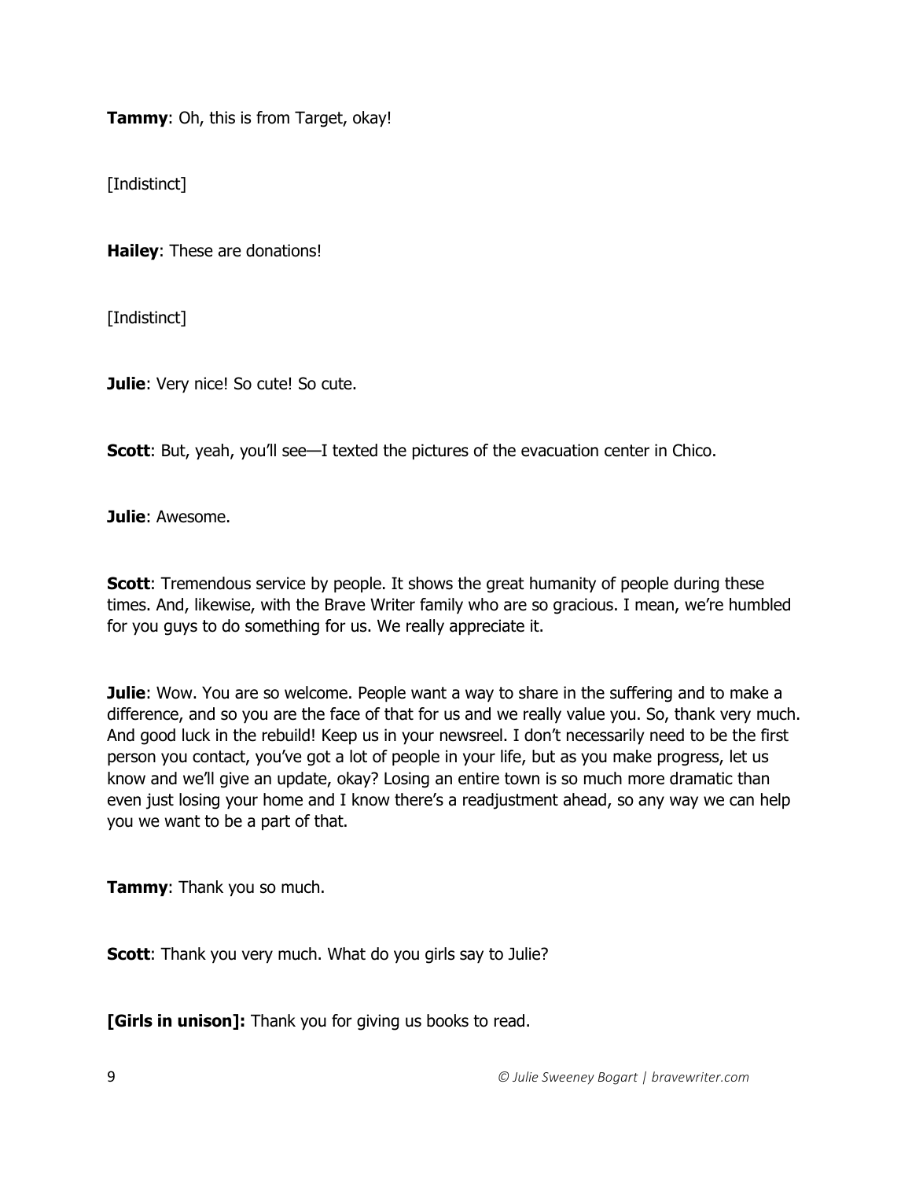**Tammy**: Oh, this is from Target, okay!

[Indistinct]

**Hailey**: These are donations!

[Indistinct]

**Julie**: Very nice! So cute! So cute.

**Scott**: But, yeah, you'll see—I texted the pictures of the evacuation center in Chico.

**Julie**: Awesome.

**Scott**: Tremendous service by people. It shows the great humanity of people during these times. And, likewise, with the Brave Writer family who are so gracious. I mean, we're humbled for you guys to do something for us. We really appreciate it.

**Julie**: Wow. You are so welcome. People want a way to share in the suffering and to make a difference, and so you are the face of that for us and we really value you. So, thank very much. And good luck in the rebuild! Keep us in your newsreel. I don't necessarily need to be the first person you contact, you've got a lot of people in your life, but as you make progress, let us know and we'll give an update, okay? Losing an entire town is so much more dramatic than even just losing your home and I know there's a readjustment ahead, so any way we can help you we want to be a part of that.

**Tammy**: Thank you so much.

**Scott**: Thank you very much. What do you girls say to Julie?

**[Girls in unison]:** Thank you for giving us books to read.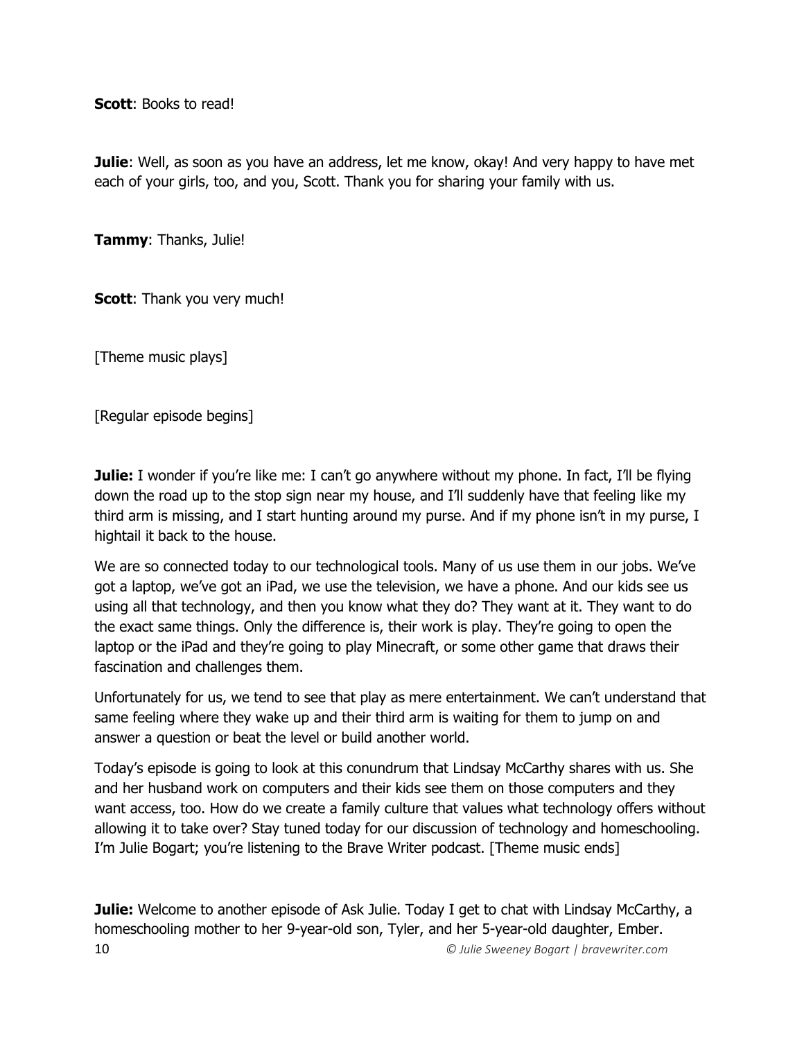**Scott**: Books to read!

**Julie**: Well, as soon as you have an address, let me know, okay! And very happy to have met each of your girls, too, and you, Scott. Thank you for sharing your family with us.

**Tammy**: Thanks, Julie!

**Scott**: Thank you very much!

[Theme music plays]

[Regular episode begins]

**Julie:** I wonder if you're like me: I can't go anywhere without my phone. In fact, I'll be flying down the road up to the stop sign near my house, and I'll suddenly have that feeling like my third arm is missing, and I start hunting around my purse. And if my phone isn't in my purse, I hightail it back to the house.

We are so connected today to our technological tools. Many of us use them in our jobs. We've got a laptop, we've got an iPad, we use the television, we have a phone. And our kids see us using all that technology, and then you know what they do? They want at it. They want to do the exact same things. Only the difference is, their work is play. They're going to open the laptop or the iPad and they're going to play Minecraft, or some other game that draws their fascination and challenges them.

Unfortunately for us, we tend to see that play as mere entertainment. We can't understand that same feeling where they wake up and their third arm is waiting for them to jump on and answer a question or beat the level or build another world.

Today's episode is going to look at this conundrum that Lindsay McCarthy shares with us. She and her husband work on computers and their kids see them on those computers and they want access, too. How do we create a family culture that values what technology offers without allowing it to take over? Stay tuned today for our discussion of technology and homeschooling. I'm Julie Bogart; you're listening to the Brave Writer podcast. [Theme music ends]

**Julie:** Welcome to another episode of Ask Julie. Today I get to chat with Lindsay McCarthy, a homeschooling mother to her 9-year-old son, Tyler, and her 5-year-old daughter, Ember.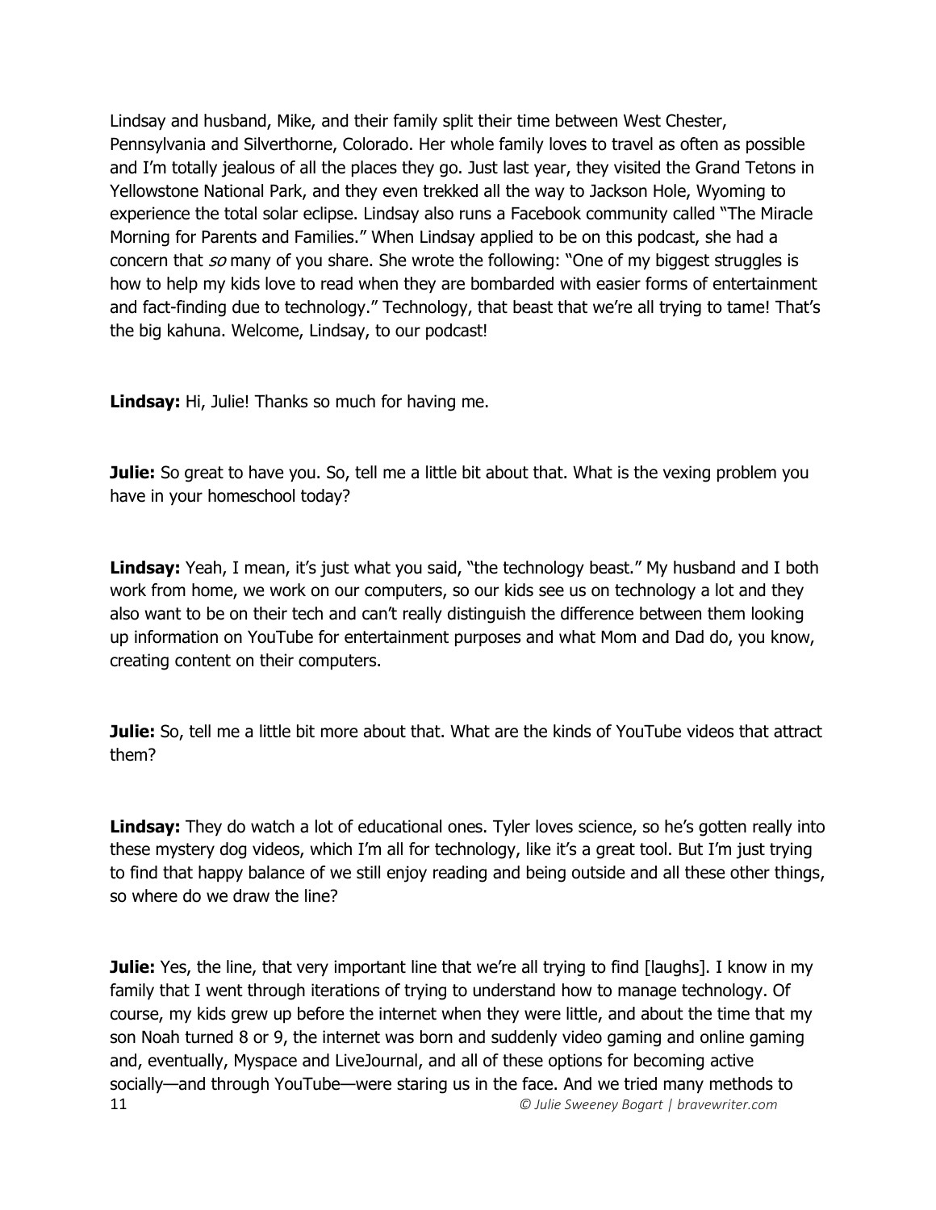Lindsay and husband, Mike, and their family split their time between West Chester, Pennsylvania and Silverthorne, Colorado. Her whole family loves to travel as often as possible and I'm totally jealous of all the places they go. Just last year, they visited the Grand Tetons in Yellowstone National Park, and they even trekked all the way to Jackson Hole, Wyoming to experience the total solar eclipse. Lindsay also runs a Facebook community called "The Miracle Morning for Parents and Families." When Lindsay applied to be on this podcast, she had a concern that *so* many of you share. She wrote the following: "One of my biggest struggles is how to help my kids love to read when they are bombarded with easier forms of entertainment and fact-finding due to technology." Technology, that beast that we're all trying to tame! That's the big kahuna. Welcome, Lindsay, to our podcast!

**Lindsay:** Hi, Julie! Thanks so much for having me.

**Julie:** So great to have you. So, tell me a little bit about that. What is the vexing problem you have in your homeschool today?

**Lindsay:** Yeah, I mean, it's just what you said, "the technology beast." My husband and I both work from home, we work on our computers, so our kids see us on technology a lot and they also want to be on their tech and can't really distinguish the difference between them looking up information on YouTube for entertainment purposes and what Mom and Dad do, you know, creating content on their computers.

**Julie:** So, tell me a little bit more about that. What are the kinds of YouTube videos that attract them?

**Lindsay:** They do watch a lot of educational ones. Tyler loves science, so he's gotten really into these mystery dog videos, which I'm all for technology, like it's a great tool. But I'm just trying to find that happy balance of we still enjoy reading and being outside and all these other things, so where do we draw the line?

**Julie:** Yes, the line, that very important line that we're all trying to find [laughs]. I know in my family that I went through iterations of trying to understand how to manage technology. Of course, my kids grew up before the internet when they were little, and about the time that my son Noah turned 8 or 9, the internet was born and suddenly video gaming and online gaming and, eventually, Myspace and LiveJournal, and all of these options for becoming active socially—and through YouTube—were staring us in the face. And we tried many methods to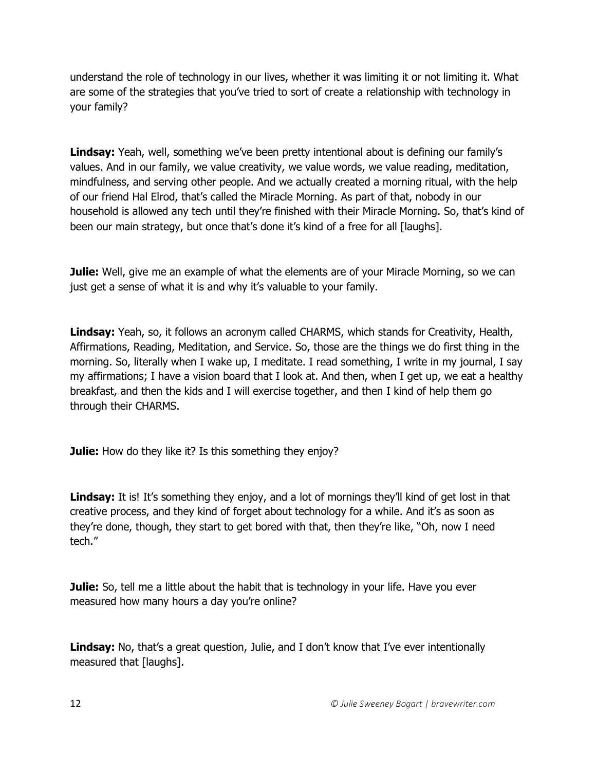understand the role of technology in our lives, whether it was limiting it or not limiting it. What are some of the strategies that you've tried to sort of create a relationship with technology in your family?

**Lindsay:** Yeah, well, something we've been pretty intentional about is defining our family's values. And in our family, we value creativity, we value words, we value reading, meditation, mindfulness, and serving other people. And we actually created a morning ritual, with the help of our friend Hal Elrod, that's called the Miracle Morning. As part of that, nobody in our household is allowed any tech until they're finished with their Miracle Morning. So, that's kind of been our main strategy, but once that's done it's kind of a free for all [laughs].

**Julie:** Well, give me an example of what the elements are of your Miracle Morning, so we can just get a sense of what it is and why it's valuable to your family.

**Lindsay:** Yeah, so, it follows an acronym called CHARMS, which stands for Creativity, Health, Affirmations, Reading, Meditation, and Service. So, those are the things we do first thing in the morning. So, literally when I wake up, I meditate. I read something, I write in my journal, I say my affirmations; I have a vision board that I look at. And then, when I get up, we eat a healthy breakfast, and then the kids and I will exercise together, and then I kind of help them go through their CHARMS.

**Julie:** How do they like it? Is this something they enjoy?

**Lindsay:** It is! It's something they enjoy, and a lot of mornings they'll kind of get lost in that creative process, and they kind of forget about technology for a while. And it's as soon as they're done, though, they start to get bored with that, then they're like, "Oh, now I need tech."

**Julie:** So, tell me a little about the habit that is technology in your life. Have you ever measured how many hours a day you're online?

**Lindsay:** No, that's a great question, Julie, and I don't know that I've ever intentionally measured that [laughs].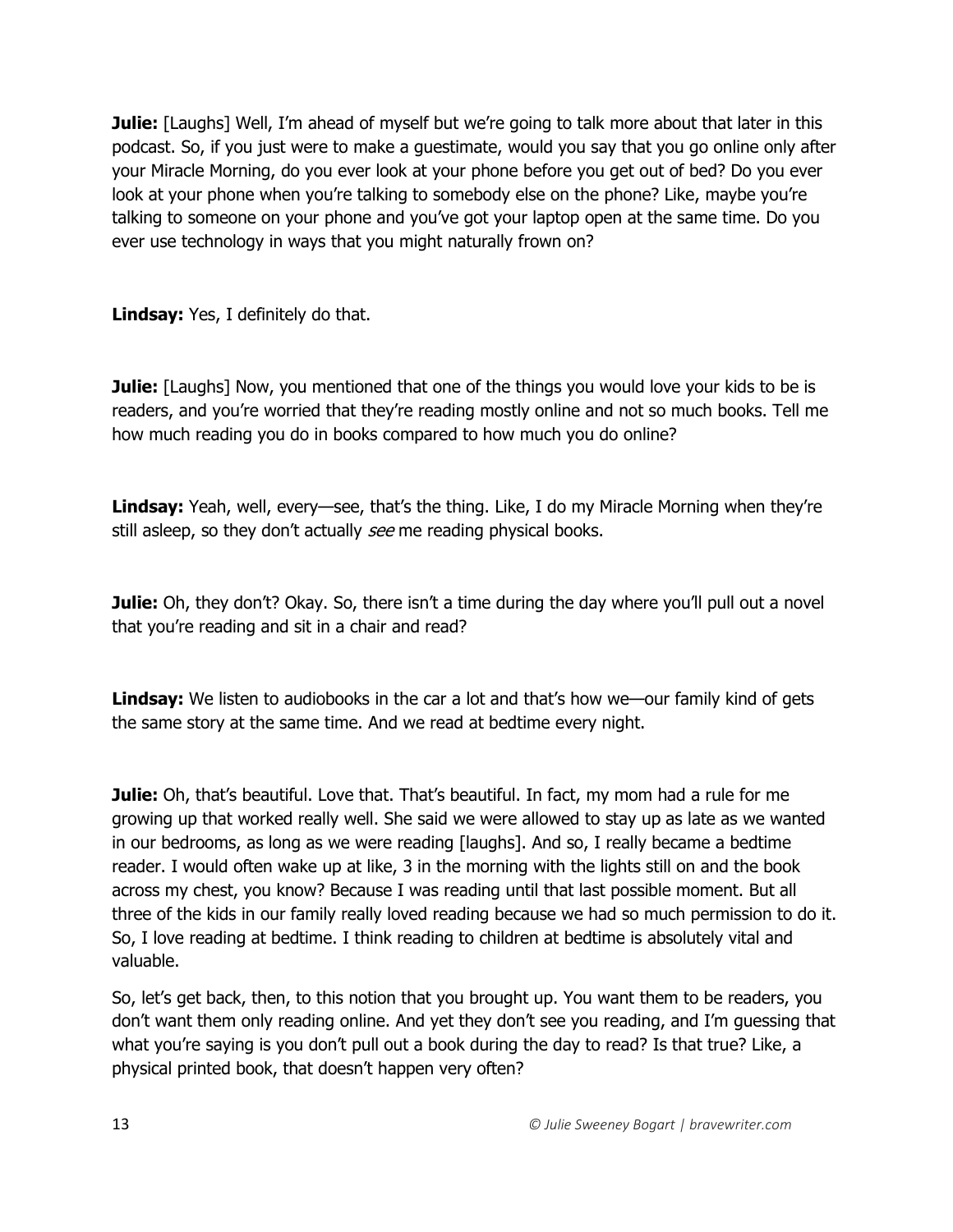**Julie:** [Laughs] Well, I'm ahead of myself but we're going to talk more about that later in this podcast. So, if you just were to make a guestimate, would you say that you go online only after your Miracle Morning, do you ever look at your phone before you get out of bed? Do you ever look at your phone when you're talking to somebody else on the phone? Like, maybe you're talking to someone on your phone and you've got your laptop open at the same time. Do you ever use technology in ways that you might naturally frown on?

**Lindsay:** Yes, I definitely do that.

**Julie:** [Laughs] Now, you mentioned that one of the things you would love your kids to be is readers, and you're worried that they're reading mostly online and not so much books. Tell me how much reading you do in books compared to how much you do online?

**Lindsay:** Yeah, well, every—see, that's the thing. Like, I do my Miracle Morning when they're still asleep, so they don't actually *see* me reading physical books.

**Julie:** Oh, they don't? Okay. So, there isn't a time during the day where you'll pull out a novel that you're reading and sit in a chair and read?

**Lindsay:** We listen to audiobooks in the car a lot and that's how we—our family kind of gets the same story at the same time. And we read at bedtime every night.

**Julie:** Oh, that's beautiful. Love that. That's beautiful. In fact, my mom had a rule for me growing up that worked really well. She said we were allowed to stay up as late as we wanted in our bedrooms, as long as we were reading [laughs]. And so, I really became a bedtime reader. I would often wake up at like, 3 in the morning with the lights still on and the book across my chest, you know? Because I was reading until that last possible moment. But all three of the kids in our family really loved reading because we had so much permission to do it. So, I love reading at bedtime. I think reading to children at bedtime is absolutely vital and valuable.

So, let's get back, then, to this notion that you brought up. You want them to be readers, you don't want them only reading online. And yet they don't see you reading, and I'm guessing that what you're saying is you don't pull out a book during the day to read? Is that true? Like, a physical printed book, that doesn't happen very often?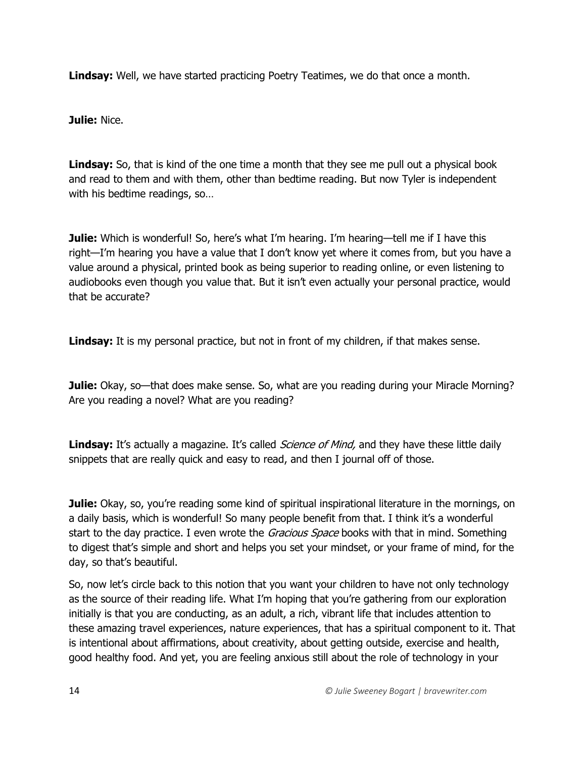**Lindsay:** Well, we have started practicing Poetry Teatimes, we do that once a month.

**Julie:** Nice.

**Lindsay:** So, that is kind of the one time a month that they see me pull out a physical book and read to them and with them, other than bedtime reading. But now Tyler is independent with his bedtime readings, so…

**Julie:** Which is wonderful! So, here's what I'm hearing. I'm hearing—tell me if I have this right—I'm hearing you have a value that I don't know yet where it comes from, but you have a value around a physical, printed book as being superior to reading online, or even listening to audiobooks even though you value that. But it isn't even actually your personal practice, would that be accurate?

**Lindsay:** It is my personal practice, but not in front of my children, if that makes sense.

**Julie:** Okay, so—that does make sense. So, what are you reading during your Miracle Morning? Are you reading a novel? What are you reading?

**Lindsay:** It's actually a magazine. It's called *Science of Mind,* and they have these little daily snippets that are really quick and easy to read, and then I journal off of those.

**Julie:** Okay, so, you're reading some kind of spiritual inspirational literature in the mornings, on a daily basis, which is wonderful! So many people benefit from that. I think it's a wonderful start to the day practice. I even wrote the *Gracious Space* books with that in mind. Something to digest that's simple and short and helps you set your mindset, or your frame of mind, for the day, so that's beautiful.

So, now let's circle back to this notion that you want your children to have not only technology as the source of their reading life. What I'm hoping that you're gathering from our exploration initially is that you are conducting, as an adult, a rich, vibrant life that includes attention to these amazing travel experiences, nature experiences, that has a spiritual component to it. That is intentional about affirmations, about creativity, about getting outside, exercise and health, good healthy food. And yet, you are feeling anxious still about the role of technology in your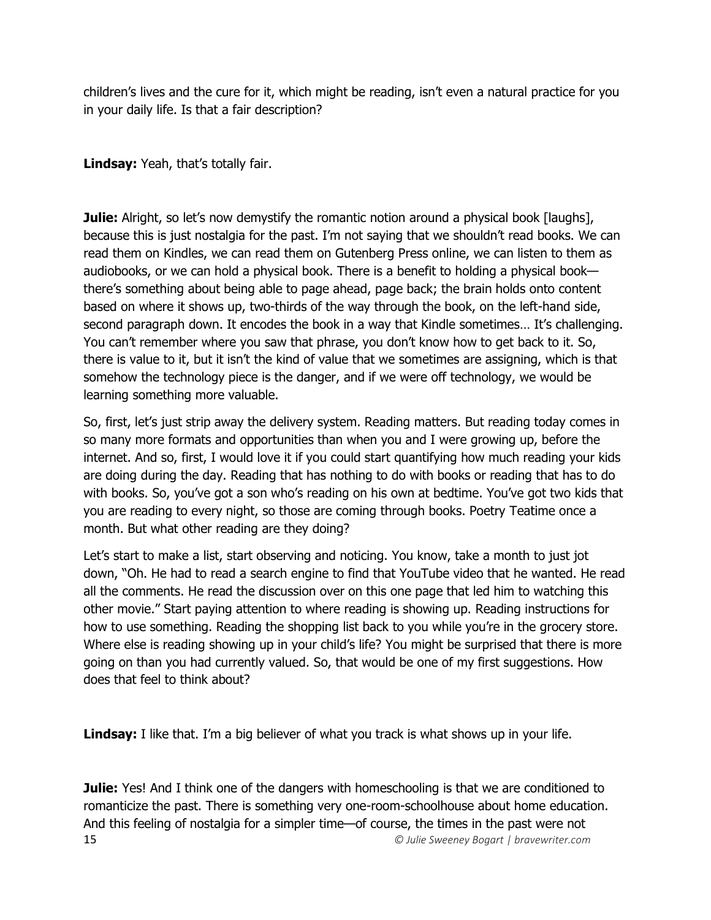children's lives and the cure for it, which might be reading, isn't even a natural practice for you in your daily life. Is that a fair description?

**Lindsay:** Yeah, that's totally fair.

**Julie:** Alright, so let's now demystify the romantic notion around a physical book [laughs], because this is just nostalgia for the past. I'm not saying that we shouldn't read books. We can read them on Kindles, we can read them on Gutenberg Press online, we can listen to them as audiobooks, or we can hold a physical book. There is a benefit to holding a physical book—there's something about being able to page ahead, page back; the brain holds onto content based on where it shows up, two-thirds of the way through the book, on the left-hand side, second paragraph down. It encodes the book in a way that Kindle sometimes… It's challenging. You can't remember where you saw that phrase, you don't know how to get back to it. So, there is value to it, but it isn't the kind of value that we sometimes are assigning, which is that somehow the technology piece is the danger, and if we were off technology, we would be learning something more valuable.

So, first, let's just strip away the delivery system. Reading matters. But reading today comes in so many more formats and opportunities than when you and I were growing up, before the internet. And so, first, I would love it if you could start quantifying how much reading your kids are doing during the day. Reading that has nothing to do with books or reading that has to do with books. So, you've got a son who's reading on his own at bedtime. You've got two kids that you are reading to every night, so those are coming through books. Poetry Teatime once a month. But what other reading are they doing?

Let's start to make a list, start observing and noticing. You know, take a month to just jot down, "Oh. He had to read a search engine to find that YouTube video that he wanted. He read all the comments. He read the discussion over on this one page that led him to watching this other movie." Start paying attention to where reading is showing up. Reading instructions for how to use something. Reading the shopping list back to you while you're in the grocery store. Where else is reading showing up in your child's life? You might be surprised that there is more going on than you had currently valued. So, that would be one of my first suggestions. How does that feel to think about?

**Lindsay:** I like that. I'm a big believer of what you track is what shows up in your life.

**Julie:** Yes! And I think one of the dangers with homeschooling is that we are conditioned to romanticize the past. There is something very one-room-schoolhouse about home education. And this feeling of nostalgia for a simpler time—of course, the times in the past were not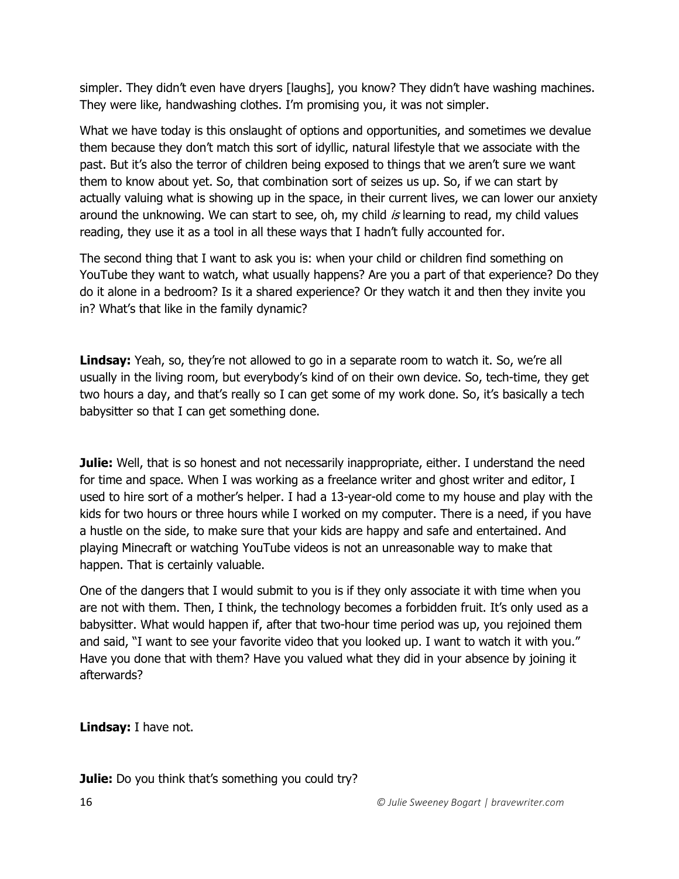simpler. They didn't even have dryers [laughs], you know? They didn't have washing machines. They were like, handwashing clothes. I'm promising you, it was not simpler.

What we have today is this onslaught of options and opportunities, and sometimes we devalue them because they don't match this sort of idyllic, natural lifestyle that we associate with the past. But it's also the terror of children being exposed to things that we aren't sure we want them to know about yet. So, that combination sort of seizes us up. So, if we can start by actually valuing what is showing up in the space, in their current lives, we can lower our anxiety around the unknowing. We can start to see, oh, my child *is* learning to read, my child values reading, they use it as a tool in all these ways that I hadn't fully accounted for.

The second thing that I want to ask you is: when your child or children find something on YouTube they want to watch, what usually happens? Are you a part of that experience? Do they do it alone in a bedroom? Is it a shared experience? Or they watch it and then they invite you in? What's that like in the family dynamic?

**Lindsay:** Yeah, so, they're not allowed to go in a separate room to watch it. So, we're all usually in the living room, but everybody's kind of on their own device. So, tech-time, they get two hours a day, and that's really so I can get some of my work done. So, it's basically a tech babysitter so that I can get something done.

**Julie:** Well, that is so honest and not necessarily inappropriate, either. I understand the need for time and space. When I was working as a freelance writer and ghost writer and editor, I used to hire sort of a mother's helper. I had a 13-year-old come to my house and play with the kids for two hours or three hours while I worked on my computer. There is a need, if you have a hustle on the side, to make sure that your kids are happy and safe and entertained. And playing Minecraft or watching YouTube videos is not an unreasonable way to make that happen. That is certainly valuable.

One of the dangers that I would submit to you is if they only associate it with time when you are not with them. Then, I think, the technology becomes a forbidden fruit. It's only used as a babysitter. What would happen if, after that two-hour time period was up, you rejoined them and said, "I want to see your favorite video that you looked up. I want to watch it with you." Have you done that with them? Have you valued what they did in your absence by joining it afterwards?

**Lindsay:** I have not.

**Julie:** Do you think that's something you could try?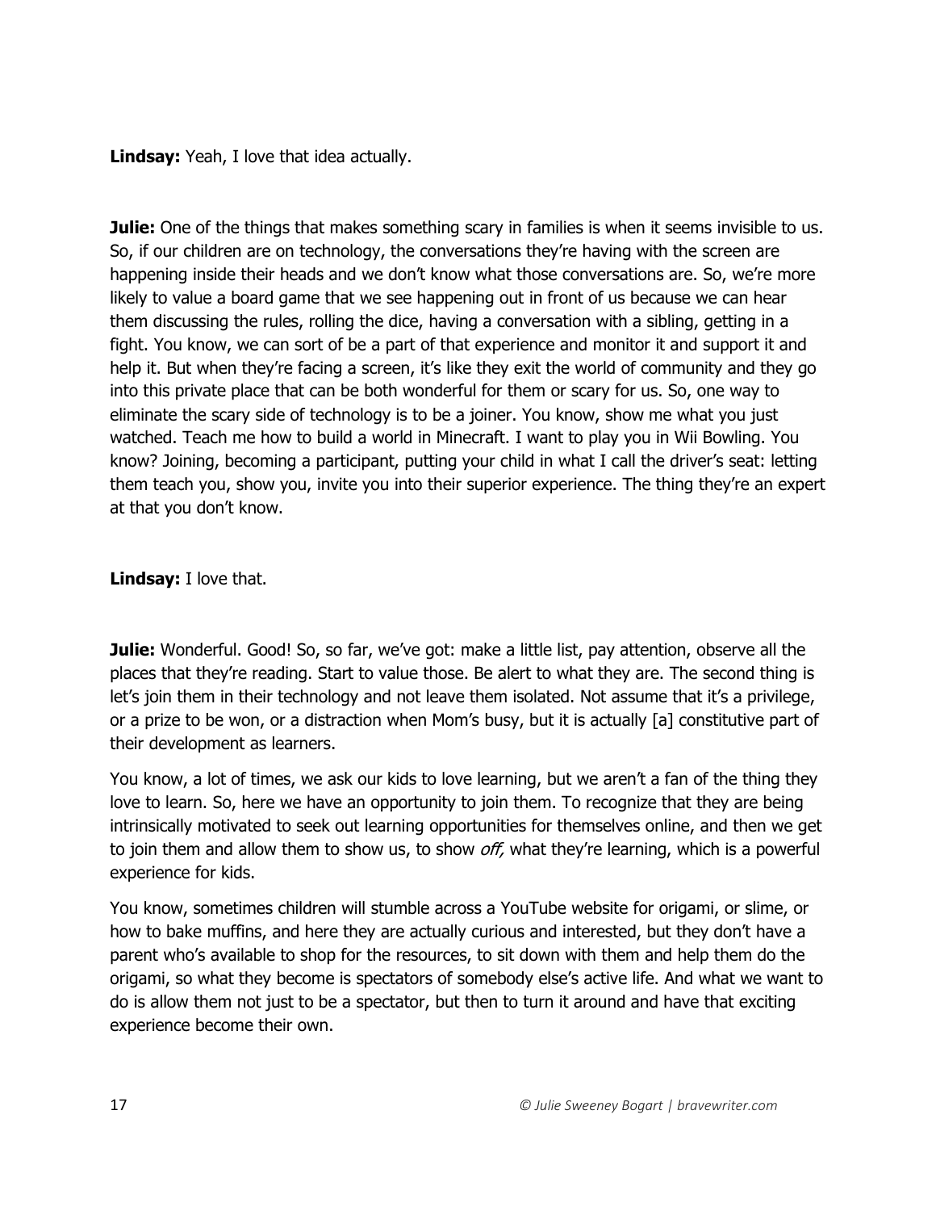**Lindsay:** Yeah, I love that idea actually.

**Julie:** One of the things that makes something scary in families is when it seems invisible to us. So, if our children are on technology, the conversations they're having with the screen are happening inside their heads and we don't know what those conversations are. So, we're more likely to value a board game that we see happening out in front of us because we can hear them discussing the rules, rolling the dice, having a conversation with a sibling, getting in a fight. You know, we can sort of be a part of that experience and monitor it and support it and help it. But when they're facing a screen, it's like they exit the world of community and they go into this private place that can be both wonderful for them or scary for us. So, one way to eliminate the scary side of technology is to be a joiner. You know, show me what you just watched. Teach me how to build a world in Minecraft. I want to play you in Wii Bowling. You know? Joining, becoming a participant, putting your child in what I call the driver's seat: letting them teach you, show you, invite you into their superior experience. The thing they're an expert at that you don't know.

**Lindsay:** I love that.

**Julie:** Wonderful. Good! So, so far, we've got: make a little list, pay attention, observe all the places that they're reading. Start to value those. Be alert to what they are. The second thing is let's join them in their technology and not leave them isolated. Not assume that it's a privilege, or a prize to be won, or a distraction when Mom's busy, but it is actually [a] constitutive part of their development as learners.

You know, a lot of times, we ask our kids to love learning, but we aren't a fan of the thing they love to learn. So, here we have an opportunity to join them. To recognize that they are being intrinsically motivated to seek out learning opportunities for themselves online, and then we get to join them and allow them to show us, to show *off,* what they're learning, which is a powerful experience for kids.

You know, sometimes children will stumble across a YouTube website for origami, or slime, or how to bake muffins, and here they are actually curious and interested, but they don't have a parent who's available to shop for the resources, to sit down with them and help them do the origami, so what they become is spectators of somebody else's active life. And what we want to do is allow them not just to be a spectator, but then to turn it around and have that exciting experience become their own.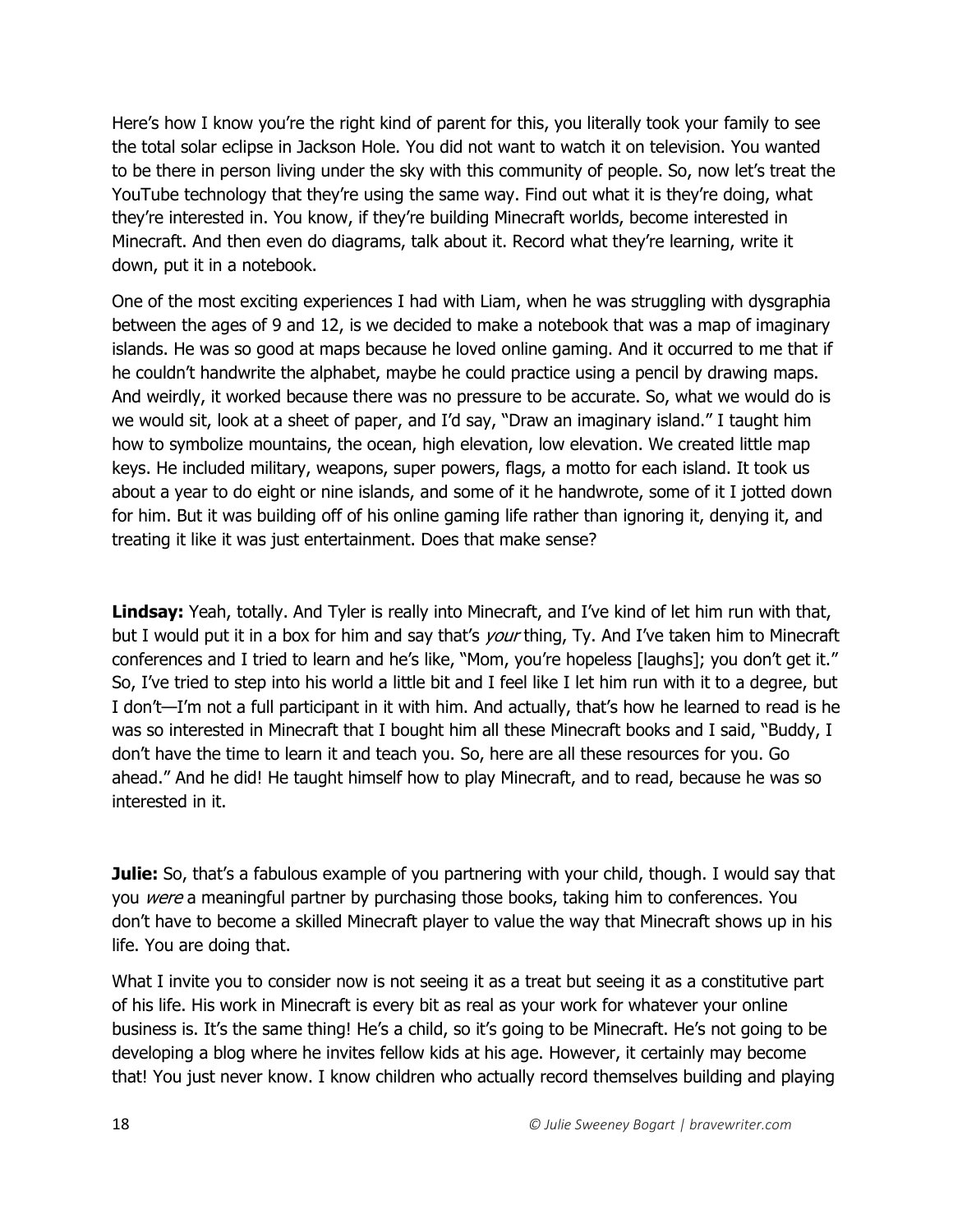Here's how I know you're the right kind of parent for this, you literally took your family to see the total solar eclipse in Jackson Hole. You did not want to watch it on television. You wanted to be there in person living under the sky with this community of people. So, now let's treat the YouTube technology that they're using the same way. Find out what it is they're doing, what they're interested in. You know, if they're building Minecraft worlds, become interested in Minecraft. And then even do diagrams, talk about it. Record what they're learning, write it down, put it in a notebook.

One of the most exciting experiences I had with Liam, when he was struggling with dysgraphia between the ages of 9 and 12, is we decided to make a notebook that was a map of imaginary islands. He was so good at maps because he loved online gaming. And it occurred to me that if he couldn't handwrite the alphabet, maybe he could practice using a pencil by drawing maps. And weirdly, it worked because there was no pressure to be accurate. So, what we would do is we would sit, look at a sheet of paper, and I'd say, "Draw an imaginary island." I taught him how to symbolize mountains, the ocean, high elevation, low elevation. We created little map keys. He included military, weapons, super powers, flags, a motto for each island. It took us about a year to do eight or nine islands, and some of it he handwrote, some of it I jotted down for him. But it was building off of his online gaming life rather than ignoring it, denying it, and treating it like it was just entertainment. Does that make sense?

**Lindsay:** Yeah, totally. And Tyler is really into Minecraft, and I've kind of let him run with that, but I would put it in a box for him and say that's *your* thing, Ty. And I've taken him to Minecraft conferences and I tried to learn and he's like, "Mom, you're hopeless [laughs]; you don't get it." So, I've tried to step into his world a little bit and I feel like I let him run with it to a degree, but I don't—I'm not a full participant in it with him. And actually, that's how he learned to read is he was so interested in Minecraft that I bought him all these Minecraft books and I said, "Buddy, I don't have the time to learn it and teach you. So, here are all these resources for you. Go ahead." And he did! He taught himself how to play Minecraft, and to read, because he was so interested in it.

**Julie:** So, that's a fabulous example of you partnering with your child, though. I would say that you *were* a meaningful partner by purchasing those books, taking him to conferences. You don't have to become a skilled Minecraft player to value the way that Minecraft shows up in his life. You are doing that.

What I invite you to consider now is not seeing it as a treat but seeing it as a constitutive part of his life. His work in Minecraft is every bit as real as your work for whatever your online business is. It's the same thing! He's a child, so it's going to be Minecraft. He's not going to be developing a blog where he invites fellow kids at his age. However, it certainly may become that! You just never know. I know children who actually record themselves building and playing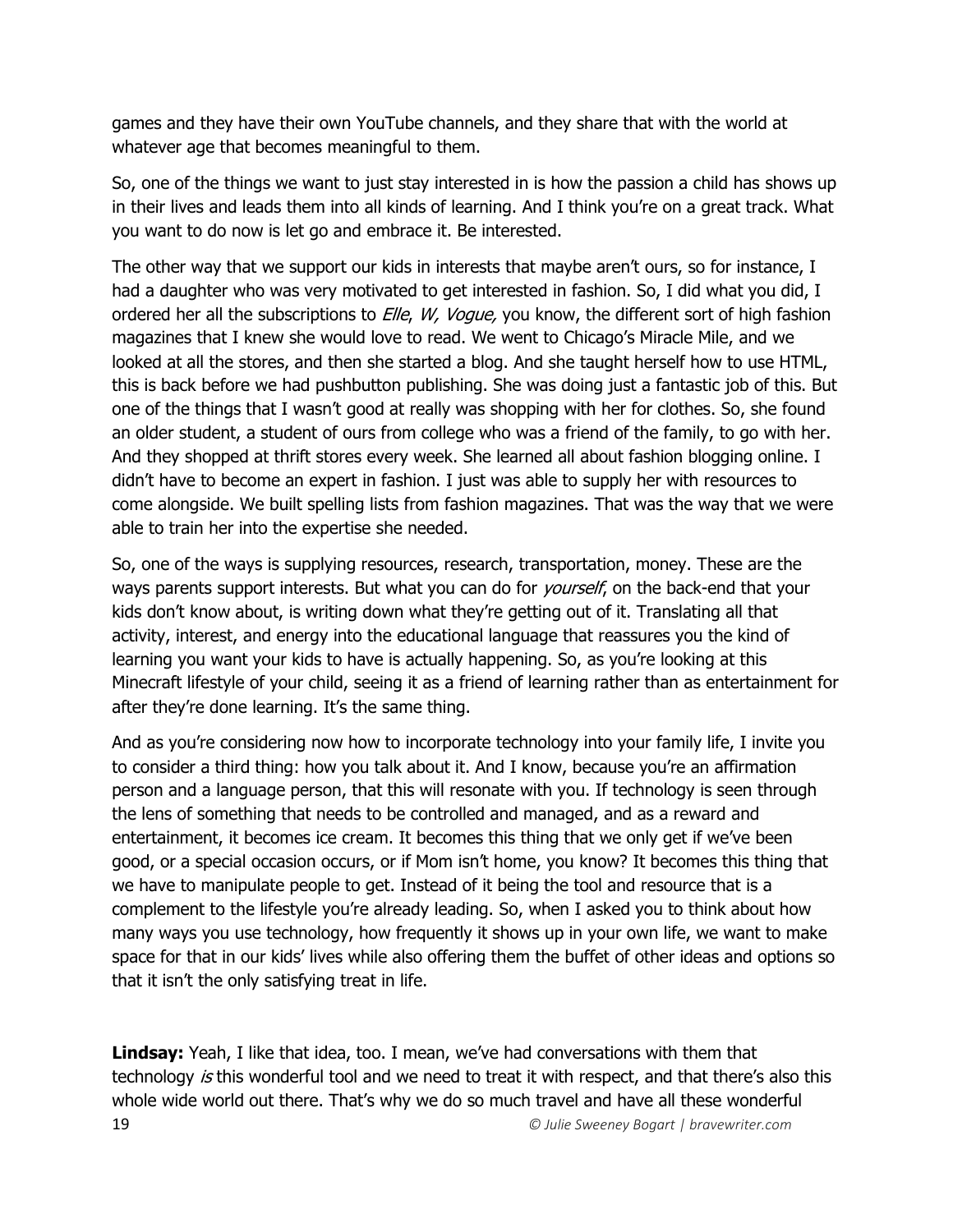games and they have their own YouTube channels, and they share that with the world at whatever age that becomes meaningful to them.

So, one of the things we want to just stay interested in is how the passion a child has shows up in their lives and leads them into all kinds of learning. And I think you're on a great track. What you want to do now is let go and embrace it. Be interested.

The other way that we support our kids in interests that maybe aren't ours, so for instance, I had a daughter who was very motivated to get interested in fashion. So, I did what you did, I ordered her all the subscriptions to *Elle*, *W, Vogue,* you know, the different sort of high fashion magazines that I knew she would love to read. We went to Chicago's Miracle Mile, and we looked at all the stores, and then she started a blog. And she taught herself how to use HTML, this is back before we had pushbutton publishing. She was doing just a fantastic job of this. But one of the things that I wasn't good at really was shopping with her for clothes. So, she found an older student, a student of ours from college who was a friend of the family, to go with her. And they shopped at thrift stores every week. She learned all about fashion blogging online. I didn't have to become an expert in fashion. I just was able to supply her with resources to come alongside. We built spelling lists from fashion magazines. That was the way that we were able to train her into the expertise she needed.

So, one of the ways is supplying resources, research, transportation, money. These are the ways parents support interests. But what you can do for *yourself*, on the back-end that your kids don't know about, is writing down what they're getting out of it. Translating all that activity, interest, and energy into the educational language that reassures you the kind of learning you want your kids to have is actually happening. So, as you're looking at this Minecraft lifestyle of your child, seeing it as a friend of learning rather than as entertainment for after they're done learning. It's the same thing.

And as you're considering now how to incorporate technology into your family life, I invite you to consider a third thing: how you talk about it. And I know, because you're an affirmation person and a language person, that this will resonate with you. If technology is seen through the lens of something that needs to be controlled and managed, and as a reward and entertainment, it becomes ice cream. It becomes this thing that we only get if we've been good, or a special occasion occurs, or if Mom isn't home, you know? It becomes this thing that we have to manipulate people to get. Instead of it being the tool and resource that is a complement to the lifestyle you're already leading. So, when I asked you to think about how many ways you use technology, how frequently it shows up in your own life, we want to make space for that in our kids' lives while also offering them the buffet of other ideas and options so that it isn't the only satisfying treat in life.

**Lindsay:** Yeah, I like that idea, too. I mean, we've had conversations with them that technology *is* this wonderful tool and we need to treat it with respect, and that there's also this whole wide world out there. That's why we do so much travel and have all these wonderful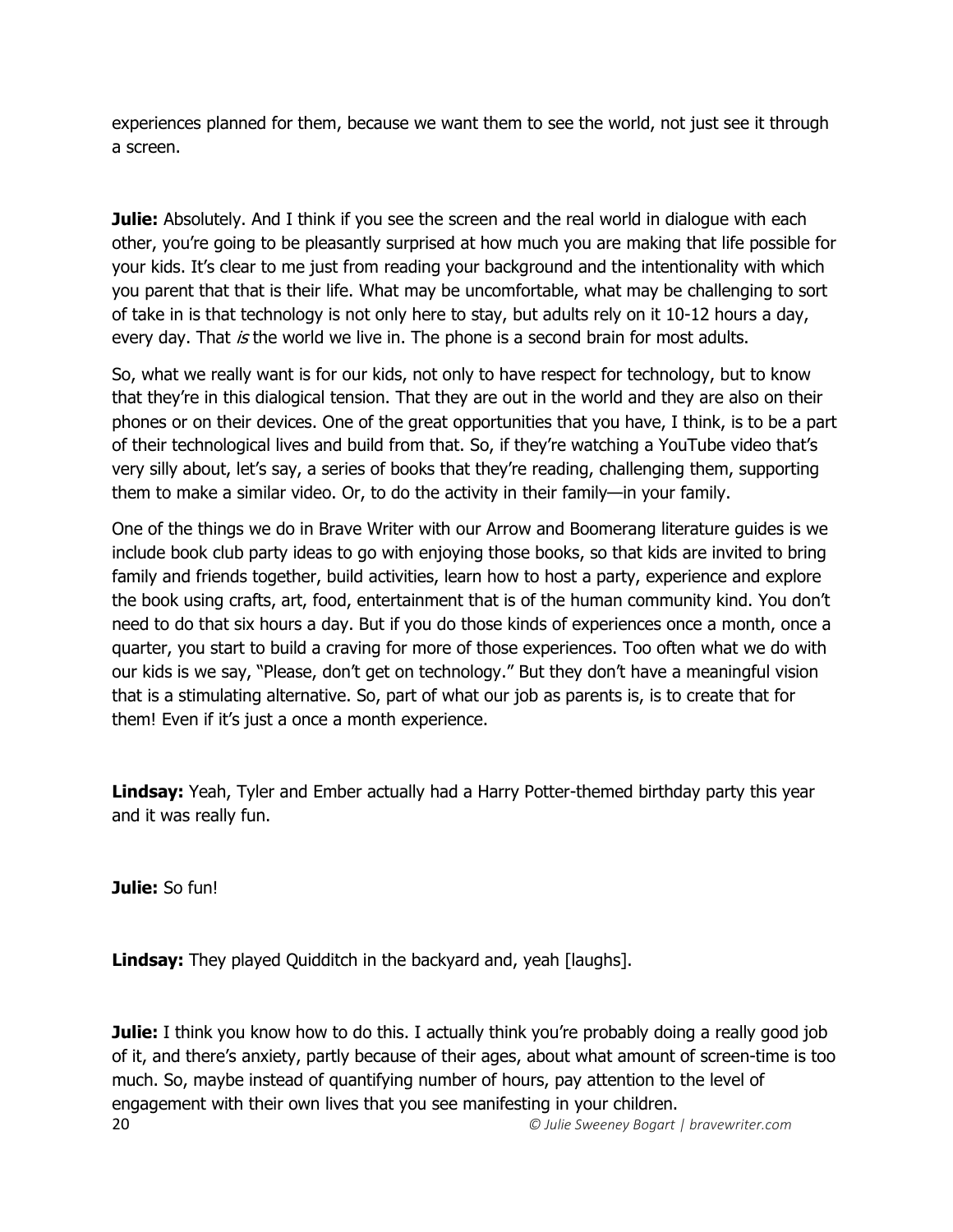experiences planned for them, because we want them to see the world, not just see it through a screen.

**Julie:** Absolutely. And I think if you see the screen and the real world in dialogue with each other, you're going to be pleasantly surprised at how much you are making that life possible for your kids. It's clear to me just from reading your background and the intentionality with which you parent that that is their life. What may be uncomfortable, what may be challenging to sort of take in is that technology is not only here to stay, but adults rely on it 10-12 hours a day, every day. That *is* the world we live in. The phone is a second brain for most adults.

So, what we really want is for our kids, not only to have respect for technology, but to know that they're in this dialogical tension. That they are out in the world and they are also on their phones or on their devices. One of the great opportunities that you have, I think, is to be a part of their technological lives and build from that. So, if they're watching a YouTube video that's very silly about, let's say, a series of books that they're reading, challenging them, supporting them to make a similar video. Or, to do the activity in their family—in your family.

One of the things we do in Brave Writer with our Arrow and Boomerang literature guides is we include book club party ideas to go with enjoying those books, so that kids are invited to bring family and friends together, build activities, learn how to host a party, experience and explore the book using crafts, art, food, entertainment that is of the human community kind. You don't need to do that six hours a day. But if you do those kinds of experiences once a month, once a quarter, you start to build a craving for more of those experiences. Too often what we do with our kids is we say, "Please, don't get on technology." But they don't have a meaningful vision that is a stimulating alternative. So, part of what our job as parents is, is to create that for them! Even if it's just a once a month experience.

**Lindsay:** Yeah, Tyler and Ember actually had a Harry Potter-themed birthday party this year and it was really fun.

**Julie:** So fun!

**Lindsay:** They played Quidditch in the backyard and, yeah [laughs].

**Julie:** I think you know how to do this. I actually think you're probably doing a really good job of it, and there's anxiety, partly because of their ages, about what amount of screen-time is too much. So, maybe instead of quantifying number of hours, pay attention to the level of engagement with their own lives that you see manifesting in your children.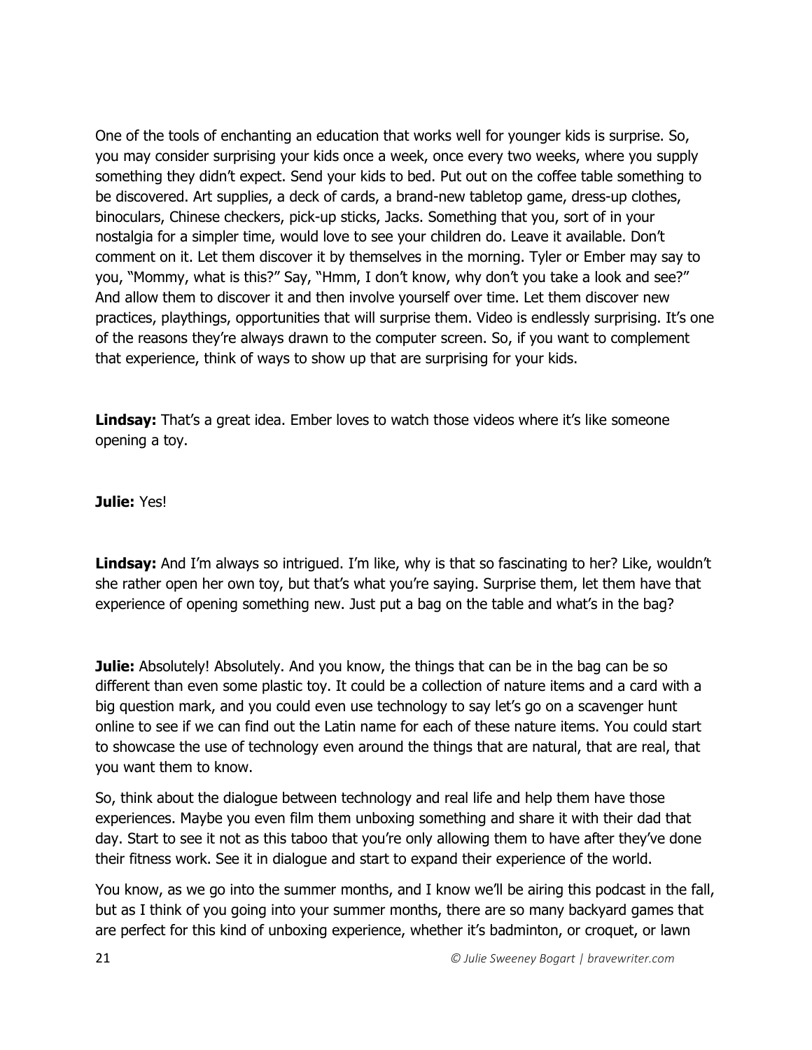One of the tools of enchanting an education that works well for younger kids is surprise. So, you may consider surprising your kids once a week, once every two weeks, where you supply something they didn't expect. Send your kids to bed. Put out on the coffee table something to be discovered. Art supplies, a deck of cards, a brand-new tabletop game, dress-up clothes, binoculars, Chinese checkers, pick-up sticks, Jacks. Something that you, sort of in your nostalgia for a simpler time, would love to see your children do. Leave it available. Don't comment on it. Let them discover it by themselves in the morning. Tyler or Ember may say to you, "Mommy, what is this?" Say, "Hmm, I don't know, why don't you take a look and see?" And allow them to discover it and then involve yourself over time. Let them discover new practices, playthings, opportunities that will surprise them. Video is endlessly surprising. It's one of the reasons they're always drawn to the computer screen. So, if you want to complement that experience, think of ways to show up that are surprising for your kids.

**Lindsay:** That's a great idea. Ember loves to watch those videos where it's like someone opening a toy.

**Julie:** Yes!

**Lindsay:** And I'm always so intrigued. I'm like, why is that so fascinating to her? Like, wouldn't she rather open her own toy, but that's what you're saying. Surprise them, let them have that experience of opening something new. Just put a bag on the table and what's in the bag?

**Julie:** Absolutely! Absolutely. And you know, the things that can be in the bag can be so different than even some plastic toy. It could be a collection of nature items and a card with a big question mark, and you could even use technology to say let's go on a scavenger hunt online to see if we can find out the Latin name for each of these nature items. You could start to showcase the use of technology even around the things that are natural, that are real, that you want them to know.

So, think about the dialogue between technology and real life and help them have those experiences. Maybe you even film them unboxing something and share it with their dad that day. Start to see it not as this taboo that you're only allowing them to have after they've done their fitness work. See it in dialogue and start to expand their experience of the world.

You know, as we go into the summer months, and I know we'll be airing this podcast in the fall, but as I think of you going into your summer months, there are so many backyard games that are perfect for this kind of unboxing experience, whether it's badminton, or croquet, or lawn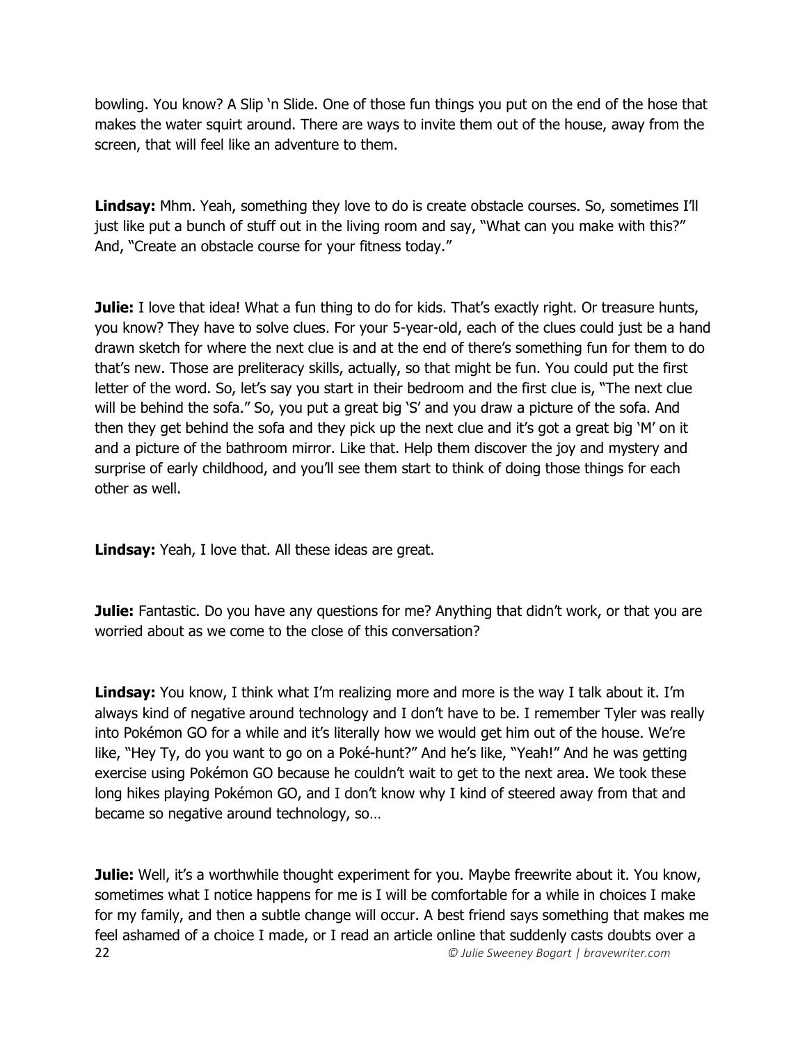bowling. You know? A Slip 'n Slide. One of those fun things you put on the end of the hose that makes the water squirt around. There are ways to invite them out of the house, away from the screen, that will feel like an adventure to them.

**Lindsay:** Mhm. Yeah, something they love to do is create obstacle courses. So, sometimes I'll just like put a bunch of stuff out in the living room and say, "What can you make with this?" And, "Create an obstacle course for your fitness today."

**Julie:** I love that idea! What a fun thing to do for kids. That's exactly right. Or treasure hunts, you know? They have to solve clues. For your 5-year-old, each of the clues could just be a hand drawn sketch for where the next clue is and at the end of there's something fun for them to do that's new. Those are preliteracy skills, actually, so that might be fun. You could put the first letter of the word. So, let's say you start in their bedroom and the first clue is, "The next clue will be behind the sofa." So, you put a great big 'S' and you draw a picture of the sofa. And then they get behind the sofa and they pick up the next clue and it's got a great big 'M' on it and a picture of the bathroom mirror. Like that. Help them discover the joy and mystery and surprise of early childhood, and you'll see them start to think of doing those things for each other as well.

**Lindsay:** Yeah, I love that. All these ideas are great.

**Julie:** Fantastic. Do you have any questions for me? Anything that didn't work, or that you are worried about as we come to the close of this conversation?

**Lindsay:** You know, I think what I'm realizing more and more is the way I talk about it. I'm always kind of negative around technology and I don't have to be. I remember Tyler was really into Pokémon GO for a while and it's literally how we would get him out of the house. We're like, "Hey Ty, do you want to go on a Poké-hunt?" And he's like, "Yeah!" And he was getting exercise using Pokémon GO because he couldn't wait to get to the next area. We took these long hikes playing Pokémon GO, and I don't know why I kind of steered away from that and became so negative around technology, so…

**Julie:** Well, it's a worthwhile thought experiment for you. Maybe freewrite about it. You know, sometimes what I notice happens for me is I will be comfortable for a while in choices I make for my family, and then a subtle change will occur. A best friend says something that makes me feel ashamed of a choice I made, or I read an article online that suddenly casts doubts over a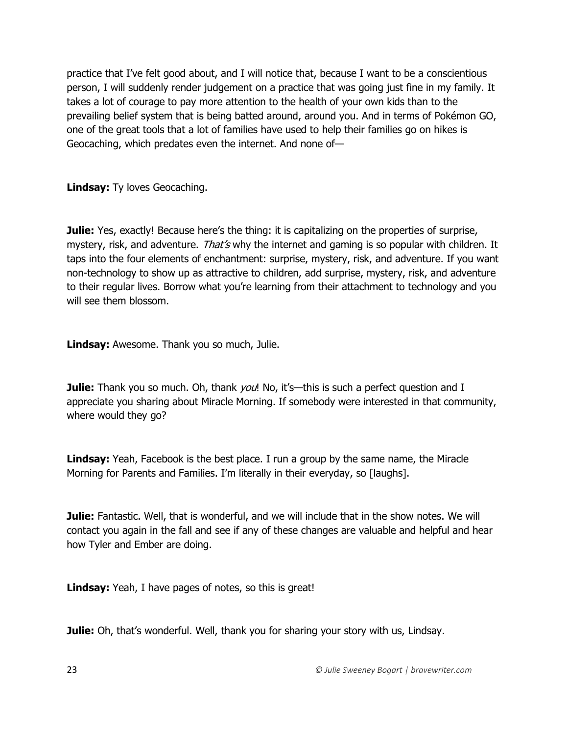practice that I've felt good about, and I will notice that, because I want to be a conscientious person, I will suddenly render judgement on a practice that was going just fine in my family. It takes a lot of courage to pay more attention to the health of your own kids than to the prevailing belief system that is being batted around, around you. And in terms of Pokémon GO, one of the great tools that a lot of families have used to help their families go on hikes is Geocaching, which predates even the internet. And none of—

**Lindsay:** Ty loves Geocaching.

**Julie:** Yes, exactly! Because here's the thing: it is capitalizing on the properties of surprise, mystery, risk, and adventure. *That's* why the internet and gaming is so popular with children. It taps into the four elements of enchantment: surprise, mystery, risk, and adventure. If you want non-technology to show up as attractive to children, add surprise, mystery, risk, and adventure to their regular lives. Borrow what you're learning from their attachment to technology and you will see them blossom.

**Lindsay:** Awesome. Thank you so much, Julie.

**Julie:** Thank you so much. Oh, thank *you*! No, it's—this is such a perfect question and I appreciate you sharing about Miracle Morning. If somebody were interested in that community, where would they go?

**Lindsay:** Yeah, Facebook is the best place. I run a group by the same name, the Miracle Morning for Parents and Families. I'm literally in their everyday, so [laughs].

**Julie:** Fantastic. Well, that is wonderful, and we will include that in the show notes. We will contact you again in the fall and see if any of these changes are valuable and helpful and hear how Tyler and Ember are doing.

**Lindsay:** Yeah, I have pages of notes, so this is great!

**Julie:** Oh, that's wonderful. Well, thank you for sharing your story with us, Lindsay.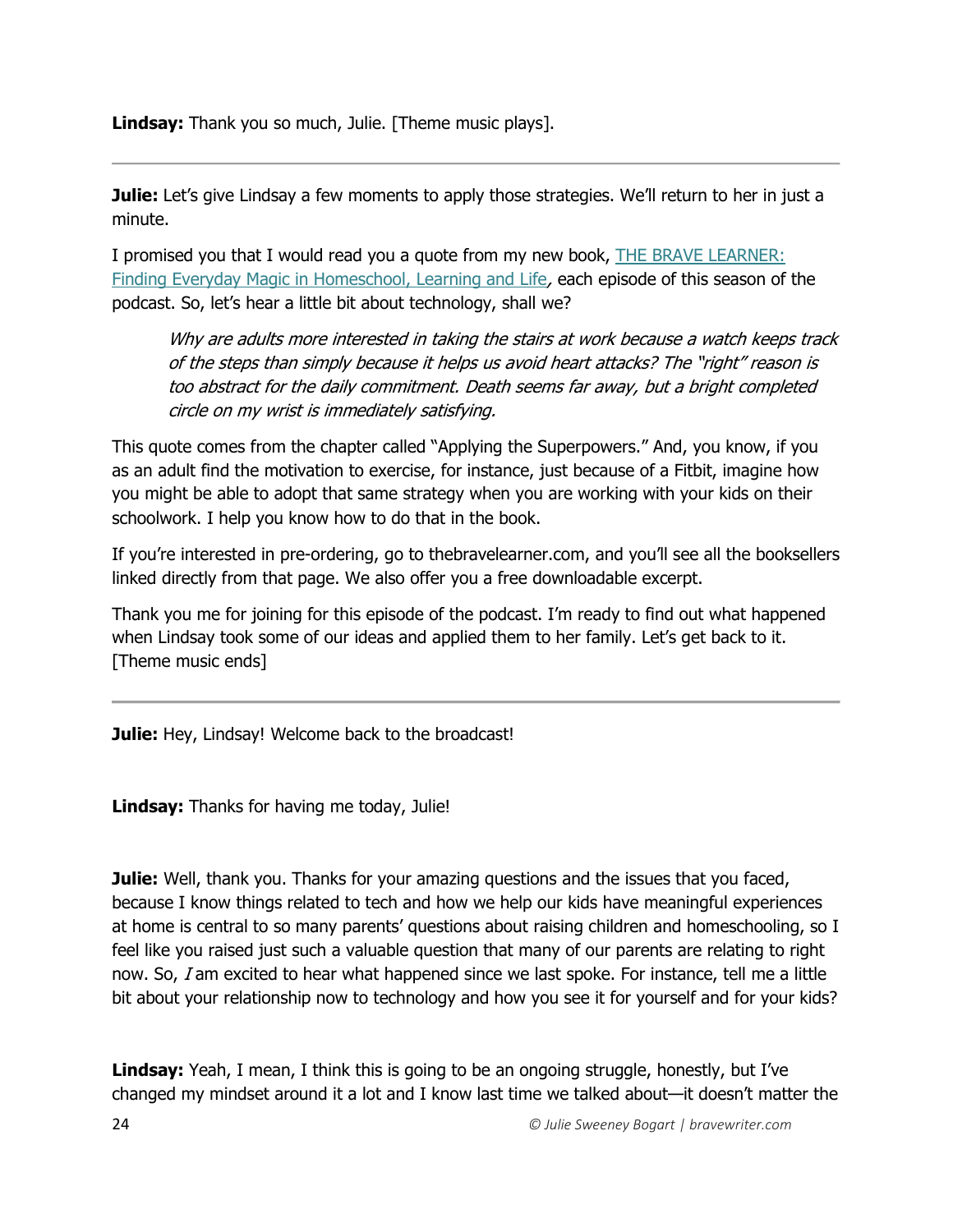**Lindsay:** Thank you so much, Julie. [Theme music plays].

---

**Julie:** Let's give Lindsay a few moments to apply those strategies. We'll return to her in just a minute.

I promised you that I would read you a quote from my new book, THE BRAVE LEARNER: Finding Everyday Magic in Homeschool, Learning and Life, each episode of this season of the podcast. So, let's hear a little bit about technology, shall we?

> *Why are adults more interested in taking the stairs at work because a watch keeps track of the steps than simply because it helps us avoid heart attacks? The "right" reason is too abstract for the daily commitment. Death seems far away, but a bright completed circle on my wrist is immediately satisfying.*

This quote comes from the chapter called "Applying the Superpowers." And, you know, if you as an adult find the motivation to exercise, for instance, just because of a Fitbit, imagine how you might be able to adopt that same strategy when you are working with your kids on their schoolwork. I help you know how to do that in the book.

If you're interested in pre-ordering, go to thebravelearner.com, and you'll see all the booksellers linked directly from that page. We also offer you a free downloadable excerpt.

Thank you me for joining for this episode of the podcast. I'm ready to find out what happened when Lindsay took some of our ideas and applied them to her family. Let's get back to it. [Theme music ends]

---

**Julie:** Hey, Lindsay! Welcome back to the broadcast!

**Lindsay:** Thanks for having me today, Julie!

**Julie:** Well, thank you. Thanks for your amazing questions and the issues that you faced, because I know things related to tech and how we help our kids have meaningful experiences at home is central to so many parents' questions about raising children and homeschooling, so I feel like you raised just such a valuable question that many of our parents are relating to right now. So, *I* am excited to hear what happened since we last spoke. For instance, tell me a little bit about your relationship now to technology and how you see it for yourself and for your kids?

**Lindsay:** Yeah, I mean, I think this is going to be an ongoing struggle, honestly, but I've changed my mindset around it a lot and I know last time we talked about—it doesn't matter the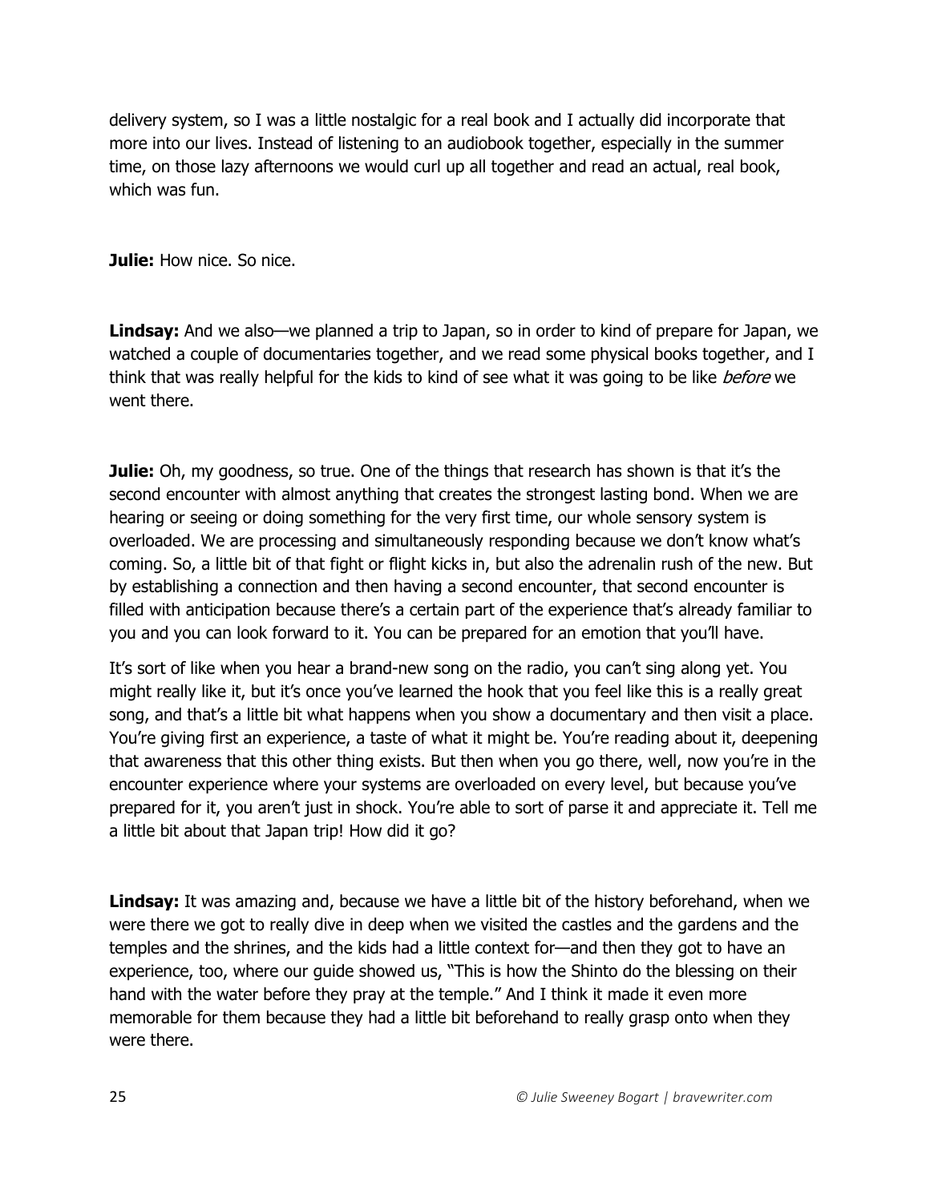delivery system, so I was a little nostalgic for a real book and I actually did incorporate that more into our lives. Instead of listening to an audiobook together, especially in the summer time, on those lazy afternoons we would curl up all together and read an actual, real book, which was fun.

**Julie:** How nice. So nice.

**Lindsay:** And we also—we planned a trip to Japan, so in order to kind of prepare for Japan, we watched a couple of documentaries together, and we read some physical books together, and I think that was really helpful for the kids to kind of see what it was going to be like *before* we went there.

**Julie:** Oh, my goodness, so true. One of the things that research has shown is that it's the second encounter with almost anything that creates the strongest lasting bond. When we are hearing or seeing or doing something for the very first time, our whole sensory system is overloaded. We are processing and simultaneously responding because we don't know what's coming. So, a little bit of that fight or flight kicks in, but also the adrenalin rush of the new. But by establishing a connection and then having a second encounter, that second encounter is filled with anticipation because there's a certain part of the experience that's already familiar to you and you can look forward to it. You can be prepared for an emotion that you'll have.

It's sort of like when you hear a brand-new song on the radio, you can't sing along yet. You might really like it, but it's once you've learned the hook that you feel like this is a really great song, and that's a little bit what happens when you show a documentary and then visit a place. You're giving first an experience, a taste of what it might be. You're reading about it, deepening that awareness that this other thing exists. But then when you go there, well, now you're in the encounter experience where your systems are overloaded on every level, but because you've prepared for it, you aren't just in shock. You're able to sort of parse it and appreciate it. Tell me a little bit about that Japan trip! How did it go?

**Lindsay:** It was amazing and, because we have a little bit of the history beforehand, when we were there we got to really dive in deep when we visited the castles and the gardens and the temples and the shrines, and the kids had a little context for—and then they got to have an experience, too, where our guide showed us, "This is how the Shinto do the blessing on their hand with the water before they pray at the temple." And I think it made it even more memorable for them because they had a little bit beforehand to really grasp onto when they were there.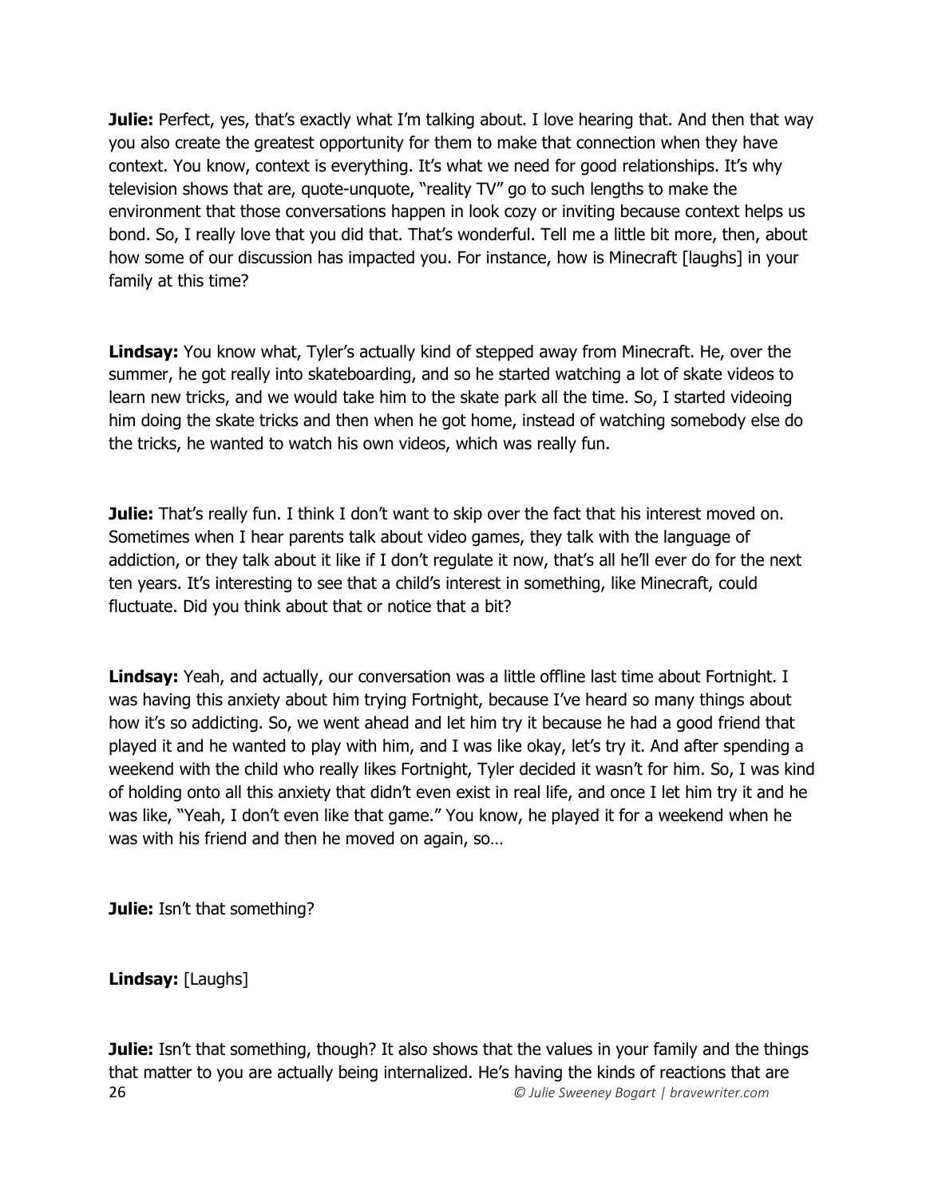**Julie:** Perfect, yes, that's exactly what I'm talking about. I love hearing that. And then that way you also create the greatest opportunity for them to make that connection when they have context. You know, context is everything. It's what we need for good relationships. It's why television shows that are, quote-unquote, "reality TV" go to such lengths to make the environment that those conversations happen in look cozy or inviting because context helps us bond. So, I really love that you did that. That's wonderful. Tell me a little bit more, then, about how some of our discussion has impacted you. For instance, how is Minecraft [laughs] in your family at this time?

**Lindsay:** You know what, Tyler's actually kind of stepped away from Minecraft. He, over the summer, he got really into skateboarding, and so he started watching a lot of skate videos to learn new tricks, and we would take him to the skate park all the time. So, I started videoing him doing the skate tricks and then when he got home, instead of watching somebody else do the tricks, he wanted to watch his own videos, which was really fun.

**Julie:** That's really fun. I think I don't want to skip over the fact that his interest moved on. Sometimes when I hear parents talk about video games, they talk with the language of addiction, or they talk about it like if I don't regulate it now, that's all he'll ever do for the next ten years. It's interesting to see that a child's interest in something, like Minecraft, could fluctuate. Did you think about that or notice that a bit?

**Lindsay:** Yeah, and actually, our conversation was a little offline last time about Fortnight. I was having this anxiety about him trying Fortnight, because I've heard so many things about how it's so addicting. So, we went ahead and let him try it because he had a good friend that played it and he wanted to play with him, and I was like okay, let's try it. And after spending a weekend with the child who really likes Fortnight, Tyler decided it wasn't for him. So, I was kind of holding onto all this anxiety that didn't even exist in real life, and once I let him try it and he was like, "Yeah, I don't even like that game." You know, he played it for a weekend when he was with his friend and then he moved on again, so…

**Julie:** Isn't that something?

**Lindsay:** [Laughs]

**Julie:** Isn't that something, though? It also shows that the values in your family and the things that matter to you are actually being internalized. He's having the kinds of reactions that are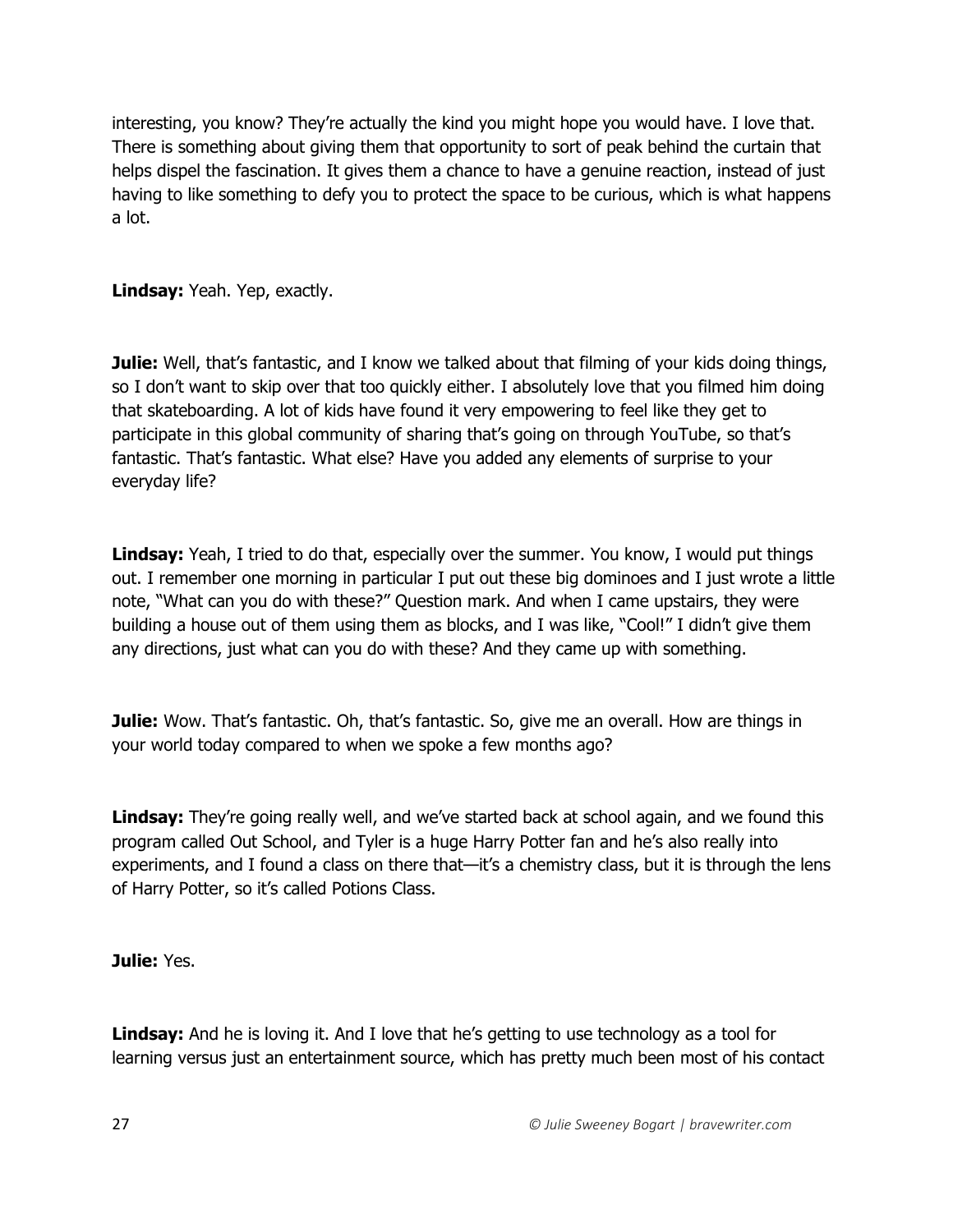interesting, you know? They're actually the kind you might hope you would have. I love that. There is something about giving them that opportunity to sort of peak behind the curtain that helps dispel the fascination. It gives them a chance to have a genuine reaction, instead of just having to like something to defy you to protect the space to be curious, which is what happens a lot.

**Lindsay:** Yeah. Yep, exactly.

**Julie:** Well, that's fantastic, and I know we talked about that filming of your kids doing things, so I don't want to skip over that too quickly either. I absolutely love that you filmed him doing that skateboarding. A lot of kids have found it very empowering to feel like they get to participate in this global community of sharing that's going on through YouTube, so that's fantastic. That's fantastic. What else? Have you added any elements of surprise to your everyday life?

**Lindsay:** Yeah, I tried to do that, especially over the summer. You know, I would put things out. I remember one morning in particular I put out these big dominoes and I just wrote a little note, "What can you do with these?" Question mark. And when I came upstairs, they were building a house out of them using them as blocks, and I was like, "Cool!" I didn't give them any directions, just what can you do with these? And they came up with something.

**Julie:** Wow. That's fantastic. Oh, that's fantastic. So, give me an overall. How are things in your world today compared to when we spoke a few months ago?

**Lindsay:** They're going really well, and we've started back at school again, and we found this program called Out School, and Tyler is a huge Harry Potter fan and he's also really into experiments, and I found a class on there that—it's a chemistry class, but it is through the lens of Harry Potter, so it's called Potions Class.

**Julie:** Yes.

**Lindsay:** And he is loving it. And I love that he's getting to use technology as a tool for learning versus just an entertainment source, which has pretty much been most of his contact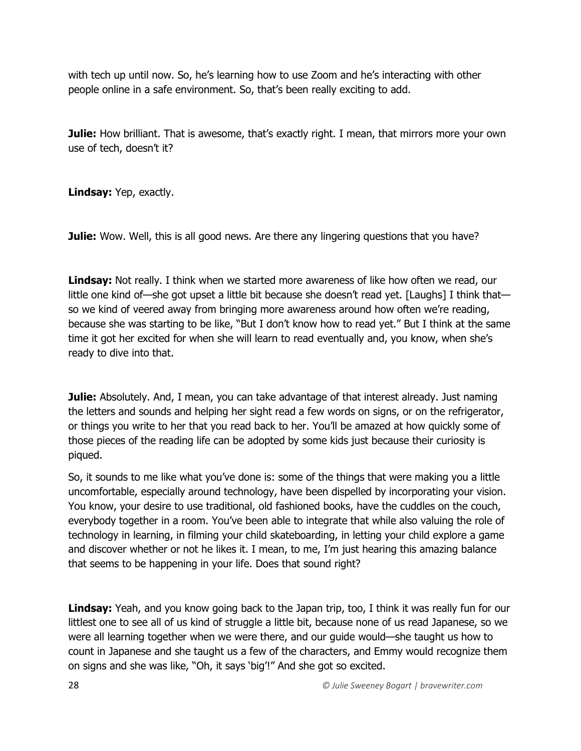with tech up until now. So, he's learning how to use Zoom and he's interacting with other people online in a safe environment. So, that's been really exciting to add.

**Julie:** How brilliant. That is awesome, that's exactly right. I mean, that mirrors more your own use of tech, doesn't it?

**Lindsay:** Yep, exactly.

**Julie:** Wow. Well, this is all good news. Are there any lingering questions that you have?

**Lindsay:** Not really. I think when we started more awareness of like how often we read, our little one kind of—she got upset a little bit because she doesn't read yet. [Laughs] I think that—so we kind of veered away from bringing more awareness around how often we're reading, because she was starting to be like, "But I don't know how to read yet." But I think at the same time it got her excited for when she will learn to read eventually and, you know, when she's ready to dive into that.

**Julie:** Absolutely. And, I mean, you can take advantage of that interest already. Just naming the letters and sounds and helping her sight read a few words on signs, or on the refrigerator, or things you write to her that you read back to her. You'll be amazed at how quickly some of those pieces of the reading life can be adopted by some kids just because their curiosity is piqued.

So, it sounds to me like what you've done is: some of the things that were making you a little uncomfortable, especially around technology, have been dispelled by incorporating your vision. You know, your desire to use traditional, old fashioned books, have the cuddles on the couch, everybody together in a room. You've been able to integrate that while also valuing the role of technology in learning, in filming your child skateboarding, in letting your child explore a game and discover whether or not he likes it. I mean, to me, I'm just hearing this amazing balance that seems to be happening in your life. Does that sound right?

**Lindsay:** Yeah, and you know going back to the Japan trip, too, I think it was really fun for our littlest one to see all of us kind of struggle a little bit, because none of us read Japanese, so we were all learning together when we were there, and our guide would—she taught us how to count in Japanese and she taught us a few of the characters, and Emmy would recognize them on signs and she was like, "Oh, it says 'big'!" And she got so excited.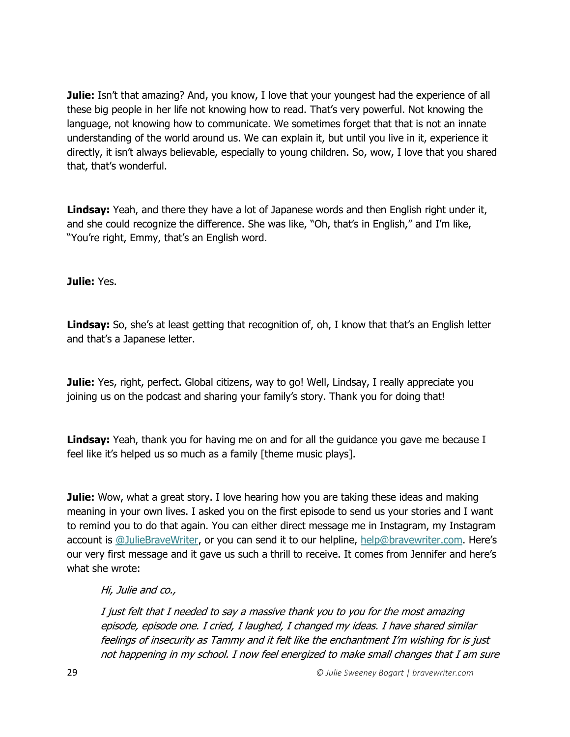**Julie:** Isn't that amazing? And, you know, I love that your youngest had the experience of all these big people in her life not knowing how to read. That's very powerful. Not knowing the language, not knowing how to communicate. We sometimes forget that that is not an innate understanding of the world around us. We can explain it, but until you live in it, experience it directly, it isn't always believable, especially to young children. So, wow, I love that you shared that, that's wonderful.

**Lindsay:** Yeah, and there they have a lot of Japanese words and then English right under it, and she could recognize the difference. She was like, "Oh, that's in English," and I'm like, "You're right, Emmy, that's an English word.

**Julie:** Yes.

**Lindsay:** So, she's at least getting that recognition of, oh, I know that that's an English letter and that's a Japanese letter.

**Julie:** Yes, right, perfect. Global citizens, way to go! Well, Lindsay, I really appreciate you joining us on the podcast and sharing your family's story. Thank you for doing that!

**Lindsay:** Yeah, thank you for having me on and for all the guidance you gave me because I feel like it's helped us so much as a family [theme music plays].

**Julie:** Wow, what a great story. I love hearing how you are taking these ideas and making meaning in your own lives. I asked you on the first episode to send us your stories and I want to remind you to do that again. You can either direct message me in Instagram, my Instagram account is [@JulieBraveWriter](), or you can send it to our helpline, [help@bravewriter.com](mailto:help@bravewriter.com). Here's our very first message and it gave us such a thrill to receive. It comes from Jennifer and here's what she wrote:

> *Hi, Julie and co.,*
>
> *I just felt that I needed to say a massive thank you to you for the most amazing episode, episode one. I cried, I laughed, I changed my ideas. I have shared similar feelings of insecurity as Tammy and it felt like the enchantment I'm wishing for is just not happening in my school. I now feel energized to make small changes that I am sure*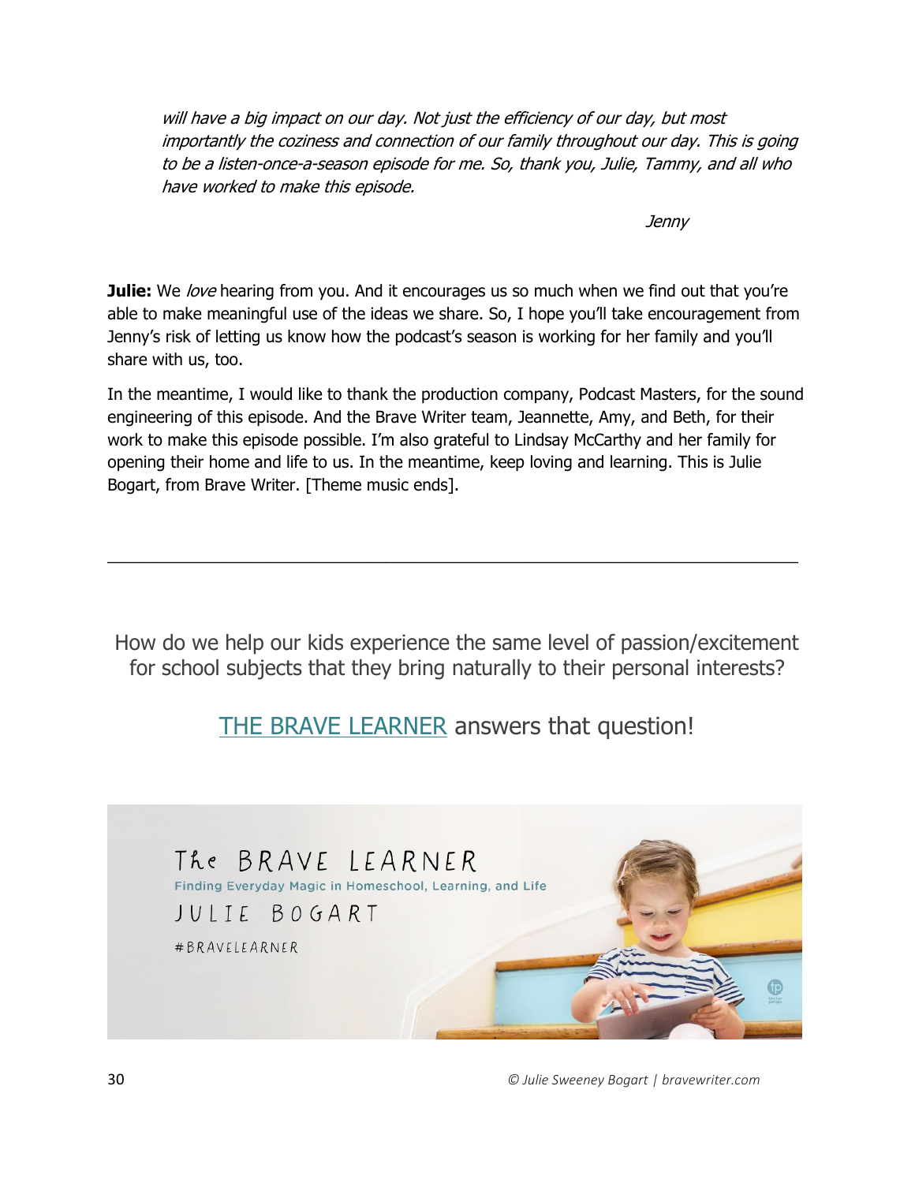*will have a big impact on our day. Not just the efficiency of our day, but most importantly the coziness and connection of our family throughout our day. This is going to be a listen-once-a-season episode for me. So, thank you, Julie, Tammy, and all who have worked to make this episode.*

*Jenny*

**Julie:** We *love* hearing from you. And it encourages us so much when we find out that you're able to make meaningful use of the ideas we share. So, I hope you'll take encouragement from Jenny's risk of letting us know how the podcast's season is working for her family and you'll share with us, too.

In the meantime, I would like to thank the production company, Podcast Masters, for the sound engineering of this episode. And the Brave Writer team, Jeannette, Amy, and Beth, for their work to make this episode possible. I'm also grateful to Lindsay McCarthy and her family for opening their home and life to us. In the meantime, keep loving and learning. This is Julie Bogart, from Brave Writer. [Theme music ends].

---

How do we help our kids experience the same level of passion/excitement for school subjects that they bring naturally to their personal interests?

THE BRAVE LEARNER answers that question!

The BRAVE LEARNER
Finding Everyday Magic in Homeschool, Learning, and Life
JULIE BOGART
#BRAVELEARNER

© Julie Sweeney Bogart | bravewriter.com